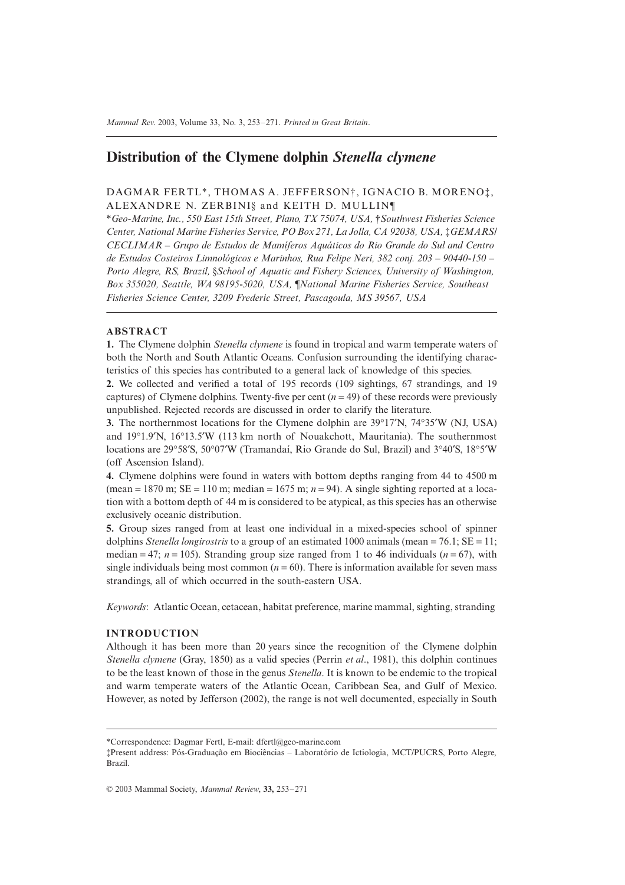# Distribution of the Clymene dolphin *Stenella clymene*

DAGMAR FERTL*, THOMAS A. JEFFERSON†, IGNACIO B. MORENO‡, ALEXANDRE N. ZERBINI§ and KEITH D. MULLIN¶

**Geo-Marine, Inc., 550 East 15th Street, Plano, TX 75074, USA,* †*Southwest Fisheries Science Center, National Marine Fisheries Service, PO Box 271, La Jolla, CA 92038, USA,* ‡*GEMARS/CECLIMAR – Grupo de Estudos de Mamíferos Aquáticos do Rio Grande do Sul and Centro de Estudos Costeiros Limnológicos e Marinhos, Rua Felipe Neri, 382 conj. 203 – 90440-150 – Porto Alegre, RS, Brazil,* §*School of Aquatic and Fishery Sciences, University of Washington, Box 355020, Seattle, WA 98195-5020, USA,* ¶*National Marine Fisheries Service, Southeast Fisheries Science Center, 3209 Frederic Street, Pascagoula, MS 39567, USA*

## ABSTRACT

**1.** The Clymene dolphin *Stenella clymene* is found in tropical and warm temperate waters of both the North and South Atlantic Oceans. Confusion surrounding the identifying characteristics of this species has contributed to a general lack of knowledge of this species.

**2.** We collected and verified a total of 195 records (109 sightings, 67 strandings, and 19 captures) of Clymene dolphins. Twenty-five per cent ($n = 49$) of these records were previously unpublished. Rejected records are discussed in order to clarify the literature.

**3.** The northernmost locations for the Clymene dolphin are 39°17′N, 74°35′W (NJ, USA) and 19°1.9′N, 16°13.5′W (113 km north of Nouakchott, Mauritania). The southernmost locations are 29°58′S, 50°07′W (Tramandaí, Rio Grande do Sul, Brazil) and 3°40′S, 18°5′W (off Ascension Island).

**4.** Clymene dolphins were found in waters with bottom depths ranging from 44 to 4500 m (mean = 1870 m; SE = 110 m; median = 1675 m; $n = 94$). A single sighting reported at a location with a bottom depth of 44 m is considered to be atypical, as this species has an otherwise exclusively oceanic distribution.

**5.** Group sizes ranged from at least one individual in a mixed-species school of spinner dolphins *Stenella longirostris* to a group of an estimated 1000 animals (mean = 76.1; SE = 11; median = 47; $n = 105$). Stranding group size ranged from 1 to 46 individuals ($n = 67$), with single individuals being most common ($n = 60$). There is information available for seven mass strandings, all of which occurred in the south-eastern USA.

*Keywords*: Atlantic Ocean, cetacean, habitat preference, marine mammal, sighting, stranding

## INTRODUCTION

Although it has been more than 20 years since the recognition of the Clymene dolphin *Stenella clymene* (Gray, 1850) as a valid species (Perrin *et al*., 1981), this dolphin continues to be the least known of those in the genus *Stenella*. It is known to be endemic to the tropical and warm temperate waters of the Atlantic Ocean, Caribbean Sea, and Gulf of Mexico. However, as noted by Jefferson (2002), the range is not well documented, especially in South

*Correspondence: Dagmar Fertl, E-mail: dfertl@geo-marine.com

‡Present address: Pós-Graduação em Biociências – Laboratório de Ictiologia, MCT/PUCRS, Porto Alegre, Brazil.

© 2003 Mammal Society, *Mammal Review*, **33,** 253–271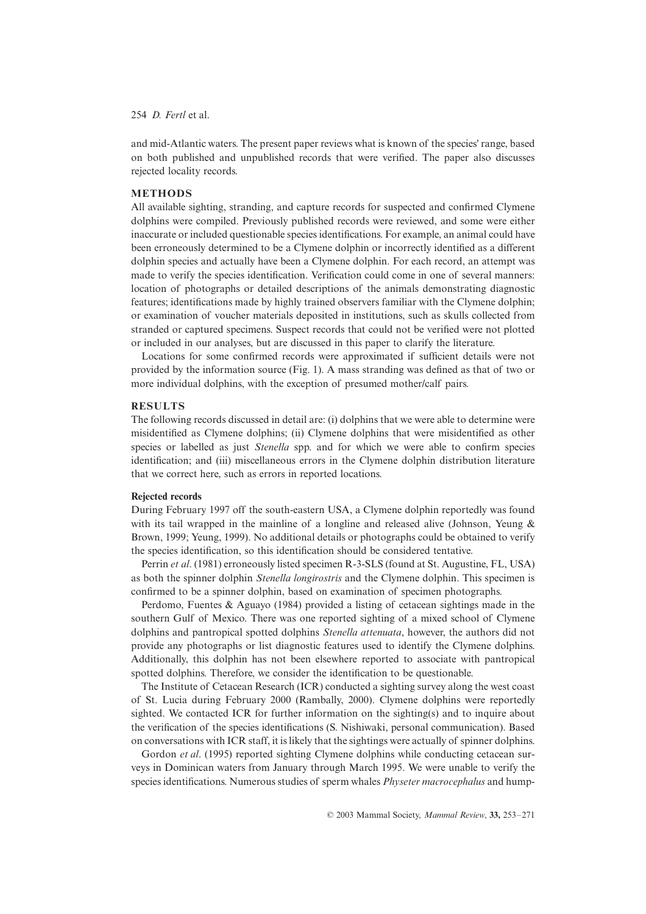and mid-Atlantic waters. The present paper reviews what is known of the species' range, based on both published and unpublished records that were verified. The paper also discusses rejected locality records.

## METHODS

All available sighting, stranding, and capture records for suspected and confirmed Clymene dolphins were compiled. Previously published records were reviewed, and some were either inaccurate or included questionable species identifications. For example, an animal could have been erroneously determined to be a Clymene dolphin or incorrectly identified as a different dolphin species and actually have been a Clymene dolphin. For each record, an attempt was made to verify the species identification. Verification could come in one of several manners: location of photographs or detailed descriptions of the animals demonstrating diagnostic features; identifications made by highly trained observers familiar with the Clymene dolphin; or examination of voucher materials deposited in institutions, such as skulls collected from stranded or captured specimens. Suspect records that could not be verified were not plotted or included in our analyses, but are discussed in this paper to clarify the literature.

Locations for some confirmed records were approximated if sufficient details were not provided by the information source (Fig. 1). A mass stranding was defined as that of two or more individual dolphins, with the exception of presumed mother/calf pairs.

## RESULTS

The following records discussed in detail are: (i) dolphins that we were able to determine were misidentified as Clymene dolphins; (ii) Clymene dolphins that were misidentified as other species or labelled as just *Stenella* spp. and for which we were able to confirm species identification; and (iii) miscellaneous errors in the Clymene dolphin distribution literature that we correct here, such as errors in reported locations.

### Rejected records

During February 1997 off the south-eastern USA, a Clymene dolphin reportedly was found with its tail wrapped in the mainline of a longline and released alive (Johnson, Yeung & Brown, 1999; Yeung, 1999). No additional details or photographs could be obtained to verify the species identification, so this identification should be considered tentative.

Perrin *et al*. (1981) erroneously listed specimen R-3-SLS (found at St. Augustine, FL, USA) as both the spinner dolphin *Stenella longirostris* and the Clymene dolphin. This specimen is confirmed to be a spinner dolphin, based on examination of specimen photographs.

Perdomo, Fuentes & Aguayo (1984) provided a listing of cetacean sightings made in the southern Gulf of Mexico. There was one reported sighting of a mixed school of Clymene dolphins and pantropical spotted dolphins *Stenella attenuata*, however, the authors did not provide any photographs or list diagnostic features used to identify the Clymene dolphins. Additionally, this dolphin has not been elsewhere reported to associate with pantropical spotted dolphins. Therefore, we consider the identification to be questionable.

The Institute of Cetacean Research (ICR) conducted a sighting survey along the west coast of St. Lucia during February 2000 (Rambally, 2000). Clymene dolphins were reportedly sighted. We contacted ICR for further information on the sighting(s) and to inquire about the verification of the species identifications (S. Nishiwaki, personal communication). Based on conversations with ICR staff, it is likely that the sightings were actually of spinner dolphins.

Gordon *et al*. (1995) reported sighting Clymene dolphins while conducting cetacean surveys in Dominican waters from January through March 1995. We were unable to verify the species identifications. Numerous studies of sperm whales *Physeter macrocephalus* and hump-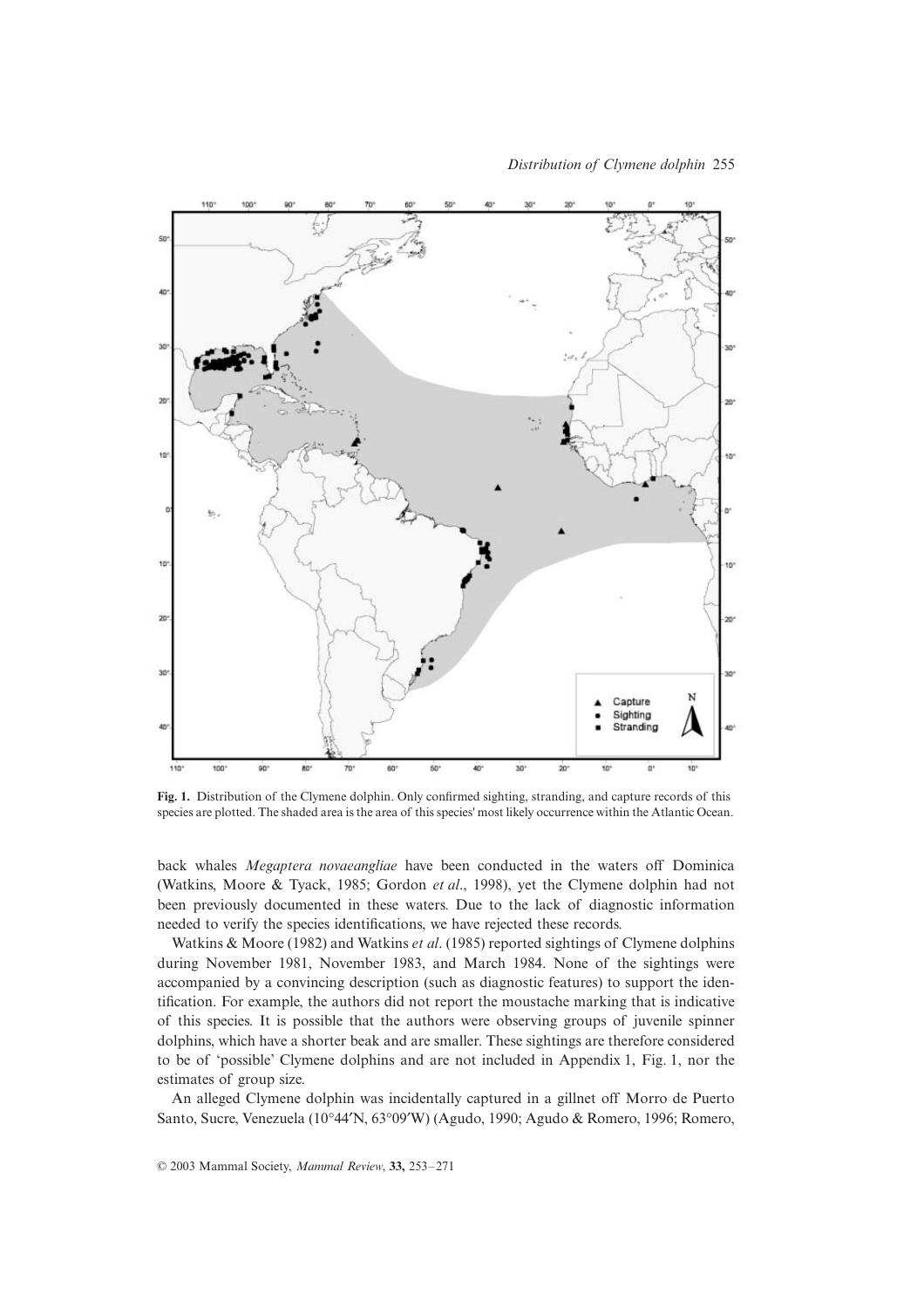**Fig. 1.** Distribution of the Clymene dolphin. Only confirmed sighting, stranding, and capture records of this species are plotted. The shaded area is the area of this species' most likely occurrence within the Atlantic Ocean.

back whales *Megaptera novaeangliae* have been conducted in the waters off Dominica (Watkins, Moore & Tyack, 1985; Gordon *et al*., 1998), yet the Clymene dolphin had not been previously documented in these waters. Due to the lack of diagnostic information needed to verify the species identifications, we have rejected these records.

Watkins & Moore (1982) and Watkins *et al*. (1985) reported sightings of Clymene dolphins during November 1981, November 1983, and March 1984. None of the sightings were accompanied by a convincing description (such as diagnostic features) to support the identification. For example, the authors did not report the moustache marking that is indicative of this species. It is possible that the authors were observing groups of juvenile spinner dolphins, which have a shorter beak and are smaller. These sightings are therefore considered to be of 'possible' Clymene dolphins and are not included in Appendix 1, Fig. 1, nor the estimates of group size.

An alleged Clymene dolphin was incidentally captured in a gillnet off Morro de Puerto Santo, Sucre, Venezuela (10°44′N, 63°09′W) (Agudo, 1990; Agudo & Romero, 1996; Romero,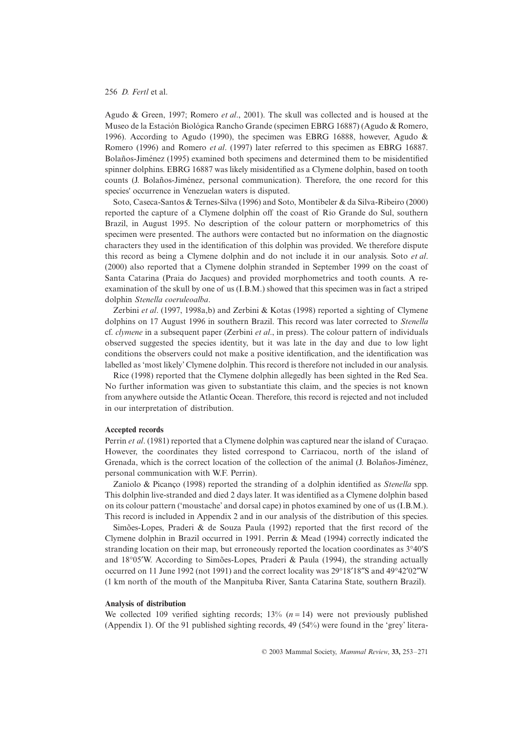Agudo & Green, 1997; Romero *et al*., 2001). The skull was collected and is housed at the Museo de la Estación Biológica Rancho Grande (specimen EBRG 16887) (Agudo & Romero, 1996). According to Agudo (1990), the specimen was EBRG 16888, however, Agudo & Romero (1996) and Romero *et al*. (1997) later referred to this specimen as EBRG 16887. Bolaños-Jiménez (1995) examined both specimens and determined them to be misidentified spinner dolphins. EBRG 16887 was likely misidentified as a Clymene dolphin, based on tooth counts (J. Bolaños-Jiménez, personal communication). Therefore, the one record for this species' occurrence in Venezuelan waters is disputed.

Soto, Caseca-Santos & Ternes-Silva (1996) and Soto, Montibeler & da Silva-Ribeiro (2000) reported the capture of a Clymene dolphin off the coast of Rio Grande do Sul, southern Brazil, in August 1995. No description of the colour pattern or morphometrics of this specimen were presented. The authors were contacted but no information on the diagnostic characters they used in the identification of this dolphin was provided. We therefore dispute this record as being a Clymene dolphin and do not include it in our analysis. Soto *et al*. (2000) also reported that a Clymene dolphin stranded in September 1999 on the coast of Santa Catarina (Praia do Jacques) and provided morphometrics and tooth counts. A re-examination of the skull by one of us (I.B.M.) showed that this specimen was in fact a striped dolphin *Stenella coeruleoalba*.

Zerbini *et al*. (1997, 1998a,b) and Zerbini & Kotas (1998) reported a sighting of Clymene dolphins on 17 August 1996 in southern Brazil. This record was later corrected to *Stenella* cf. *clymene* in a subsequent paper (Zerbini *et al*., in press). The colour pattern of individuals observed suggested the species identity, but it was late in the day and due to low light conditions the observers could not make a positive identification, and the identification was labelled as 'most likely' Clymene dolphin. This record is therefore not included in our analysis.

Rice (1998) reported that the Clymene dolphin allegedly has been sighted in the Red Sea. No further information was given to substantiate this claim, and the species is not known from anywhere outside the Atlantic Ocean. Therefore, this record is rejected and not included in our interpretation of distribution.

### Accepted records

Perrin *et al*. (1981) reported that a Clymene dolphin was captured near the island of Curaçao. However, the coordinates they listed correspond to Carriacou, north of the island of Grenada, which is the correct location of the collection of the animal (J. Bolaños-Jiménez, personal communication with W.F. Perrin).

Zaniolo & Picanço (1998) reported the stranding of a dolphin identified as *Stenella* spp. This dolphin live-stranded and died 2 days later. It was identified as a Clymene dolphin based on its colour pattern ('moustache' and dorsal cape) in photos examined by one of us (I.B.M.). This record is included in Appendix 2 and in our analysis of the distribution of this species.

Simões-Lopes, Praderi & de Souza Paula (1992) reported that the first record of the Clymene dolphin in Brazil occurred in 1991. Perrin & Mead (1994) correctly indicated the stranding location on their map, but erroneously reported the location coordinates as 3°40′S and 18°05′W. According to Simões-Lopes, Praderi & Paula (1994), the stranding actually occurred on 11 June 1992 (not 1991) and the correct locality was 29°18′18″S and 49°42′02″W (1 km north of the mouth of the Manpituba River, Santa Catarina State, southern Brazil).

### Analysis of distribution

We collected 109 verified sighting records; 13% ($n = 14$) were not previously published (Appendix 1). Of the 91 published sighting records, 49 (54%) were found in the 'grey' litera-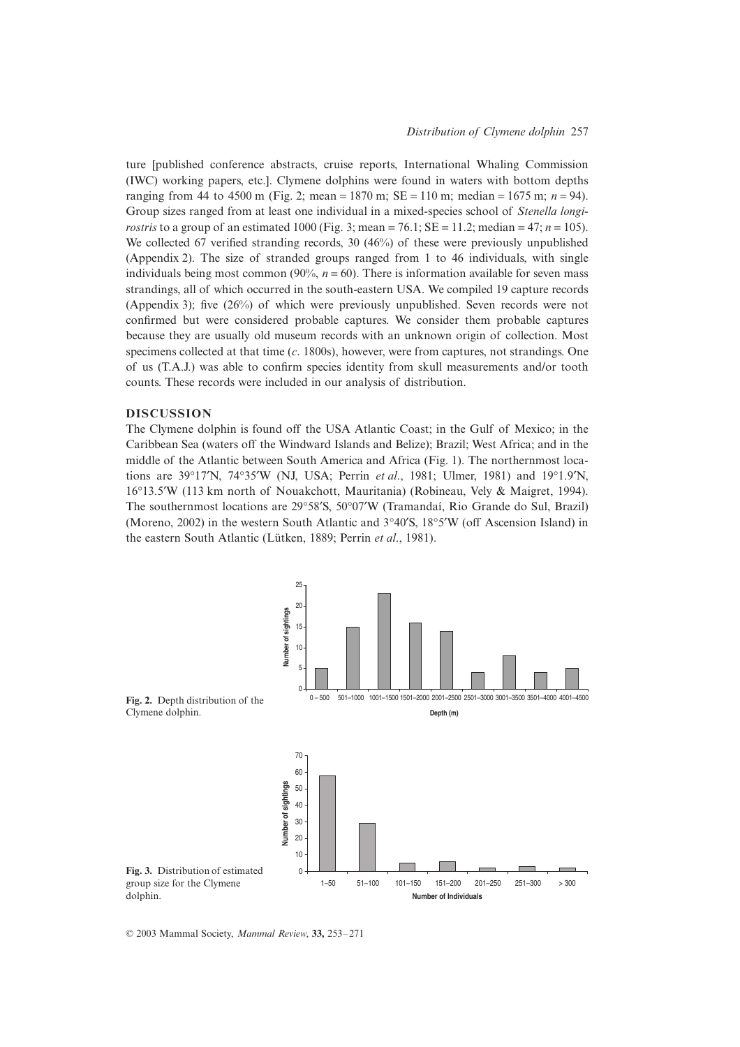ture [published conference abstracts, cruise reports, International Whaling Commission (IWC) working papers, etc.]. Clymene dolphins were found in waters with bottom depths ranging from 44 to 4500 m (Fig. 2; mean = 1870 m; SE = 110 m; median = 1675 m; $n = 94$). Group sizes ranged from at least one individual in a mixed-species school of *Stenella longirostris* to a group of an estimated 1000 (Fig. 3; mean = 76.1; SE = 11.2; median = 47; $n = 105$). We collected 67 verified stranding records, 30 (46%) of these were previously unpublished (Appendix 2). The size of stranded groups ranged from 1 to 46 individuals, with single individuals being most common (90%, $n = 60$). There is information available for seven mass strandings, all of which occurred in the south-eastern USA. We compiled 19 capture records (Appendix 3); five (26%) of which were previously unpublished. Seven records were not confirmed but were considered probable captures. We consider them probable captures because they are usually old museum records with an unknown origin of collection. Most specimens collected at that time (*c*. 1800s), however, were from captures, not strandings. One of us (T.A.J.) was able to confirm species identity from skull measurements and/or tooth counts. These records were included in our analysis of distribution.

## DISCUSSION

The Clymene dolphin is found off the USA Atlantic Coast; in the Gulf of Mexico; in the Caribbean Sea (waters off the Windward Islands and Belize); Brazil; West Africa; and in the middle of the Atlantic between South America and Africa (Fig. 1). The northernmost locations are 39°17′N, 74°35′W (NJ, USA; Perrin *et al*., 1981; Ulmer, 1981) and 19°1.9′N, 16°13.5′W (113 km north of Nouakchott, Mauritania) (Robineau, Vely & Maigret, 1994). The southernmost locations are 29°58′S, 50°07′W (Tramandaí, Rio Grande do Sul, Brazil) (Moreno, 2002) in the western South Atlantic and 3°40′S, 18°5′W (off Ascension Island) in the eastern South Atlantic (Lütken, 1889; Perrin *et al*., 1981).

| Depth (m) | Number of sightings |
|---|---|
| 0–500 | 5 |
| 501–1000 | 15 |
| 1001–1500 | 23 |
| 1501–2000 | 16 |
| 2001–2500 | 14 |
| 2501–3000 | 4 |
| 3001–3500 | 8 |
| 3501–4000 | 4 |
| 4001–4500 | 5 |

**Fig. 2.** Depth distribution of the Clymene dolphin.

| Number of Individuals | Number of sightings |
|---|---|
| 1–50 | 58 |
| 51–100 | 29 |
| 101–150 | 5 |
| 151–200 | 6 |
| 201–250 | 2 |
| 251–300 | 3 |
| > 300 | 2 |

**Fig. 3.** Distribution of estimated group size for the Clymene dolphin.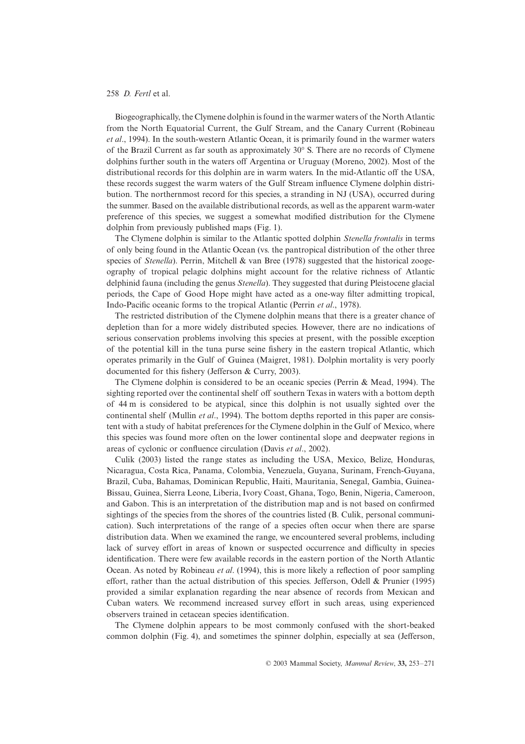Biogeographically, the Clymene dolphin is found in the warmer waters of the North Atlantic from the North Equatorial Current, the Gulf Stream, and the Canary Current (Robineau *et al*., 1994). In the south-western Atlantic Ocean, it is primarily found in the warmer waters of the Brazil Current as far south as approximately 30° S. There are no records of Clymene dolphins further south in the waters off Argentina or Uruguay (Moreno, 2002). Most of the distributional records for this dolphin are in warm waters. In the mid-Atlantic off the USA, these records suggest the warm waters of the Gulf Stream influence Clymene dolphin distribution. The northernmost record for this species, a stranding in NJ (USA), occurred during the summer. Based on the available distributional records, as well as the apparent warm-water preference of this species, we suggest a somewhat modified distribution for the Clymene dolphin from previously published maps (Fig. 1).

The Clymene dolphin is similar to the Atlantic spotted dolphin *Stenella frontalis* in terms of only being found in the Atlantic Ocean (vs. the pantropical distribution of the other three species of *Stenella*). Perrin, Mitchell & van Bree (1978) suggested that the historical zoogeography of tropical pelagic dolphins might account for the relative richness of Atlantic delphinid fauna (including the genus *Stenella*). They suggested that during Pleistocene glacial periods, the Cape of Good Hope might have acted as a one-way filter admitting tropical, Indo-Pacific oceanic forms to the tropical Atlantic (Perrin *et al*., 1978).

The restricted distribution of the Clymene dolphin means that there is a greater chance of depletion than for a more widely distributed species. However, there are no indications of serious conservation problems involving this species at present, with the possible exception of the potential kill in the tuna purse seine fishery in the eastern tropical Atlantic, which operates primarily in the Gulf of Guinea (Maigret, 1981). Dolphin mortality is very poorly documented for this fishery (Jefferson & Curry, 2003).

The Clymene dolphin is considered to be an oceanic species (Perrin & Mead, 1994). The sighting reported over the continental shelf off southern Texas in waters with a bottom depth of 44 m is considered to be atypical, since this dolphin is not usually sighted over the continental shelf (Mullin *et al*., 1994). The bottom depths reported in this paper are consistent with a study of habitat preferences for the Clymene dolphin in the Gulf of Mexico, where this species was found more often on the lower continental slope and deepwater regions in areas of cyclonic or confluence circulation (Davis *et al*., 2002).

Culik (2003) listed the range states as including the USA, Mexico, Belize, Honduras, Nicaragua, Costa Rica, Panama, Colombia, Venezuela, Guyana, Surinam, French-Guyana, Brazil, Cuba, Bahamas, Dominican Republic, Haiti, Mauritania, Senegal, Gambia, Guinea-Bissau, Guinea, Sierra Leone, Liberia, Ivory Coast, Ghana, Togo, Benin, Nigeria, Cameroon, and Gabon. This is an interpretation of the distribution map and is not based on confirmed sightings of the species from the shores of the countries listed (B. Culik, personal communication). Such interpretations of the range of a species often occur when there are sparse distribution data. When we examined the range, we encountered several problems, including lack of survey effort in areas of known or suspected occurrence and difficulty in species identification. There were few available records in the eastern portion of the North Atlantic Ocean. As noted by Robineau *et al*. (1994), this is more likely a reflection of poor sampling effort, rather than the actual distribution of this species. Jefferson, Odell & Prunier (1995) provided a similar explanation regarding the near absence of records from Mexican and Cuban waters. We recommend increased survey effort in such areas, using experienced observers trained in cetacean species identification.

The Clymene dolphin appears to be most commonly confused with the short-beaked common dolphin (Fig. 4), and sometimes the spinner dolphin, especially at sea (Jefferson,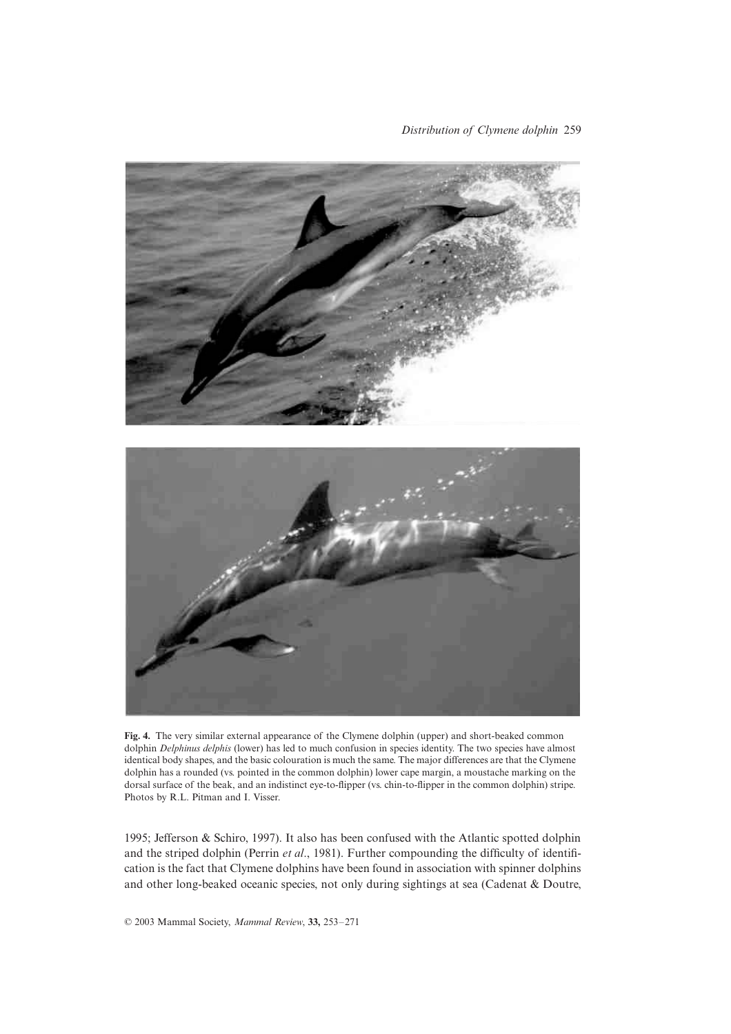**Fig. 4.** The very similar external appearance of the Clymene dolphin (upper) and short-beaked common dolphin *Delphinus delphis* (lower) has led to much confusion in species identity. The two species have almost identical body shapes, and the basic colouration is much the same. The major differences are that the Clymene dolphin has a rounded (vs. pointed in the common dolphin) lower cape margin, a moustache marking on the dorsal surface of the beak, and an indistinct eye-to-flipper (vs. chin-to-flipper in the common dolphin) stripe. Photos by R.L. Pitman and I. Visser.

1995; Jefferson & Schiro, 1997). It also has been confused with the Atlantic spotted dolphin and the striped dolphin (Perrin *et al*., 1981). Further compounding the difficulty of identification is the fact that Clymene dolphins have been found in association with spinner dolphins and other long-beaked oceanic species, not only during sightings at sea (Cadenat & Doutre,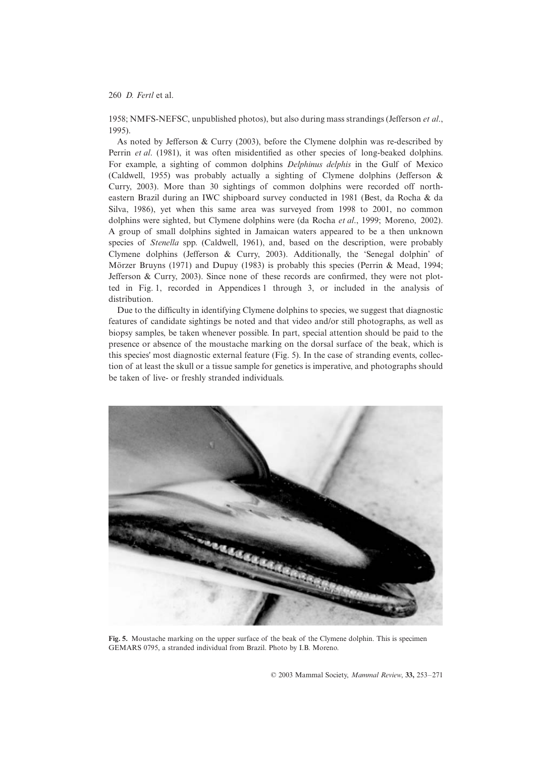1958; NMFS-NEFSC, unpublished photos), but also during mass strandings (Jefferson *et al*., 1995).

As noted by Jefferson & Curry (2003), before the Clymene dolphin was re-described by Perrin *et al*. (1981), it was often misidentified as other species of long-beaked dolphins. For example, a sighting of common dolphins *Delphinus delphis* in the Gulf of Mexico (Caldwell, 1955) was probably actually a sighting of Clymene dolphins (Jefferson & Curry, 2003). More than 30 sightings of common dolphins were recorded off north-eastern Brazil during an IWC shipboard survey conducted in 1981 (Best, da Rocha & da Silva, 1986), yet when this same area was surveyed from 1998 to 2001, no common dolphins were sighted, but Clymene dolphins were (da Rocha *et al*., 1999; Moreno, 2002). A group of small dolphins sighted in Jamaican waters appeared to be a then unknown species of *Stenella* spp. (Caldwell, 1961), and, based on the description, were probably Clymene dolphins (Jefferson & Curry, 2003). Additionally, the 'Senegal dolphin' of Mörzer Bruyns (1971) and Dupuy (1983) is probably this species (Perrin & Mead, 1994; Jefferson & Curry, 2003). Since none of these records are confirmed, they were not plotted in Fig. 1, recorded in Appendices 1 through 3, or included in the analysis of distribution.

Due to the difficulty in identifying Clymene dolphins to species, we suggest that diagnostic features of candidate sightings be noted and that video and/or still photographs, as well as biopsy samples, be taken whenever possible. In part, special attention should be paid to the presence or absence of the moustache marking on the dorsal surface of the beak, which is this species' most diagnostic external feature (Fig. 5). In the case of stranding events, collection of at least the skull or a tissue sample for genetics is imperative, and photographs should be taken of live- or freshly stranded individuals.

**Fig. 5.** Moustache marking on the upper surface of the beak of the Clymene dolphin. This is specimen GEMARS 0795, a stranded individual from Brazil. Photo by I.B. Moreno.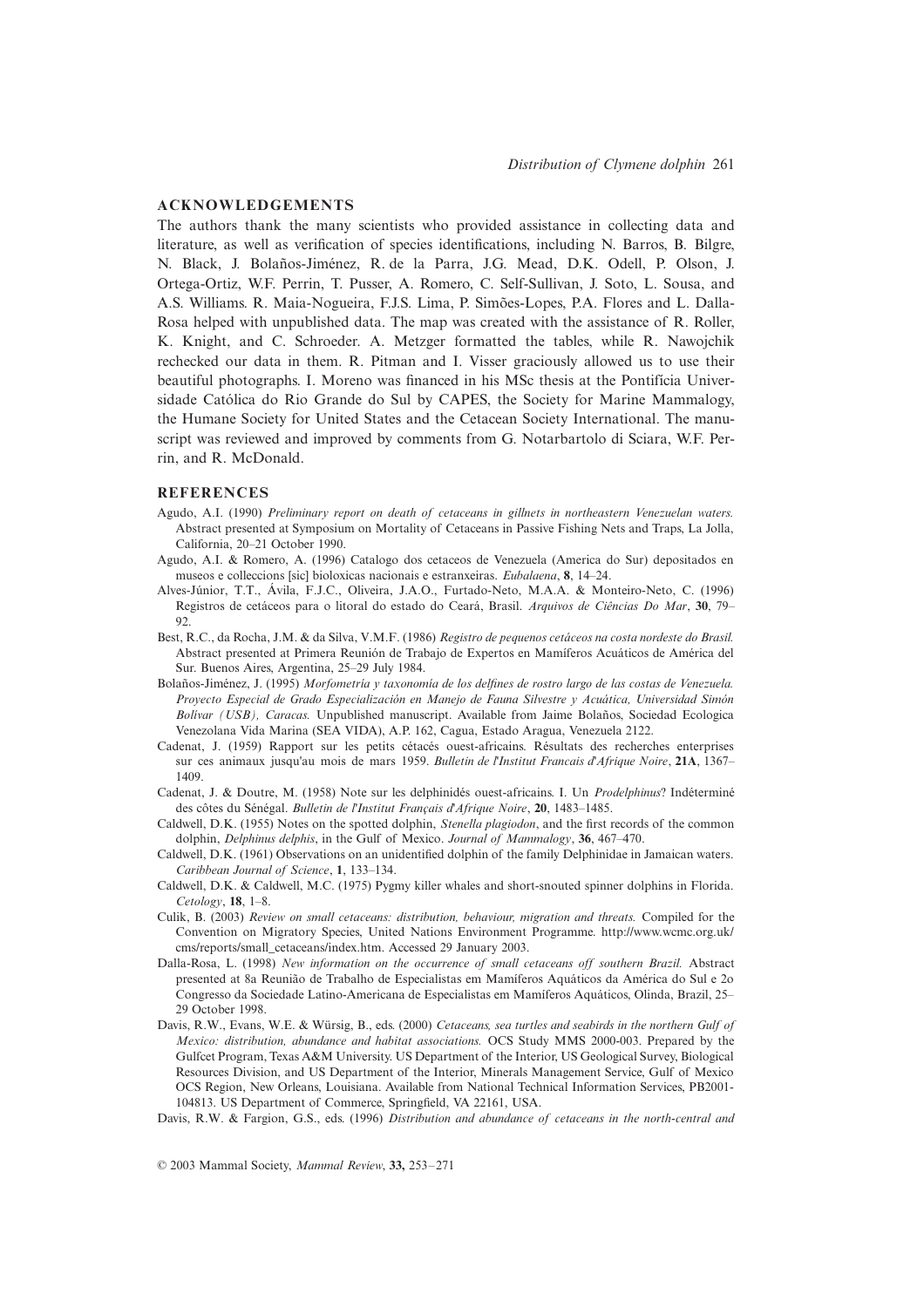## ACKNOWLEDGEMENTS

The authors thank the many scientists who provided assistance in collecting data and literature, as well as verification of species identifications, including N. Barros, B. Bilgre, N. Black, J. Bolaños-Jiménez, R. de la Parra, J.G. Mead, D.K. Odell, P. Olson, J. Ortega-Ortiz, W.F. Perrin, T. Pusser, A. Romero, C. Self-Sullivan, J. Soto, L. Sousa, and A.S. Williams. R. Maia-Nogueira, F.J.S. Lima, P. Simões-Lopes, P.A. Flores and L. Dalla-Rosa helped with unpublished data. The map was created with the assistance of R. Roller, K. Knight, and C. Schroeder. A. Metzger formatted the tables, while R. Nawojchik rechecked our data in them. R. Pitman and I. Visser graciously allowed us to use their beautiful photographs. I. Moreno was financed in his MSc thesis at the Pontifícia Universidade Católica do Rio Grande do Sul by CAPES, the Society for Marine Mammalogy, the Humane Society for United States and the Cetacean Society International. The manuscript was reviewed and improved by comments from G. Notarbartolo di Sciara, W.F. Perrin, and R. McDonald.

## REFERENCES

Agudo, A.I. (1990) *Preliminary report on death of cetaceans in gillnets in northeastern Venezuelan waters.* Abstract presented at Symposium on Mortality of Cetaceans in Passive Fishing Nets and Traps, La Jolla, California, 20–21 October 1990.

Agudo, A.I. & Romero, A. (1996) Catalogo dos cetaceos de Venezuela (America do Sur) depositados en museos e colleccions [sic] bioloxicas nacionais e estranxeiras. *Eubalaena*, **8**, 14–24.

Alves-Júnior, T.T., Ávila, F.J.C., Oliveira, J.A.O., Furtado-Neto, M.A.A. & Monteiro-Neto, C. (1996) Registros de cetáceos para o litoral do estado do Ceará, Brasil. *Arquivos de Ciências Do Mar*, **30**, 79–92.

Best, R.C., da Rocha, J.M. & da Silva, V.M.F. (1986) *Registro de pequenos cetáceos na costa nordeste do Brasil.* Abstract presented at Primera Reunión de Trabajo de Expertos en Mamíferos Acuáticos de América del Sur. Buenos Aires, Argentina, 25–29 July 1984.

Bolaños-Jiménez, J. (1995) *Morfometría y taxonomía de los delfines de rostro largo de las costas de Venezuela. Proyecto Especial de Grado Especialización en Manejo de Fauna Silvestre y Acuática, Universidad Simón Bolívar (USB), Caracas.* Unpublished manuscript. Available from Jaime Bolaños, Sociedad Ecologica Venezolana Vida Marina (SEA VIDA), A.P. 162, Cagua, Estado Aragua, Venezuela 2122.

Cadenat, J. (1959) Rapport sur les petits cétacés ouest-africains. Résultats des recherches enterprises sur ces animaux jusqu'au mois de mars 1959. *Bulletin de l'Institut Francais d'Afrique Noire*, **21A**, 1367–1409.

Cadenat, J. & Doutre, M. (1958) Note sur les delphinidés ouest-africains. I. Un *Prodelphinus*? Indéterminé des côtes du Sénégal. *Bulletin de l'Institut Français d'Afrique Noire*, **20**, 1483–1485.

Caldwell, D.K. (1955) Notes on the spotted dolphin, *Stenella plagiodon*, and the first records of the common dolphin, *Delphinus delphis*, in the Gulf of Mexico. *Journal of Mammalogy*, **36**, 467–470.

Caldwell, D.K. (1961) Observations on an unidentified dolphin of the family Delphinidae in Jamaican waters. *Caribbean Journal of Science*, **1**, 133–134.

Caldwell, D.K. & Caldwell, M.C. (1975) Pygmy killer whales and short-snouted spinner dolphins in Florida. *Cetology*, **18**, 1–8.

Culik, B. (2003) *Review on small cetaceans: distribution, behaviour, migration and threats.* Compiled for the Convention on Migratory Species, United Nations Environment Programme. http://www.wcmc.org.uk/cms/reports/small_cetaceans/index.htm. Accessed 29 January 2003.

Dalla-Rosa, L. (1998) *New information on the occurrence of small cetaceans off southern Brazil.* Abstract presented at 8a Reunião de Trabalho de Especialistas em Mamíferos Aquáticos da América do Sul e 2o Congresso da Sociedade Latino-Americana de Especialistas em Mamíferos Aquáticos, Olinda, Brazil, 25–29 October 1998.

Davis, R.W., Evans, W.E. & Würsig, B., eds. (2000) *Cetaceans, sea turtles and seabirds in the northern Gulf of Mexico: distribution, abundance and habitat associations.* OCS Study MMS 2000-003. Prepared by the Gulfcet Program, Texas A&M University. US Department of the Interior, US Geological Survey, Biological Resources Division, and US Department of the Interior, Minerals Management Service, Gulf of Mexico OCS Region, New Orleans, Louisiana. Available from National Technical Information Services, PB2001-104813. US Department of Commerce, Springfield, VA 22161, USA.

Davis, R.W. & Fargion, G.S., eds. (1996) *Distribution and abundance of cetaceans in the north-central and*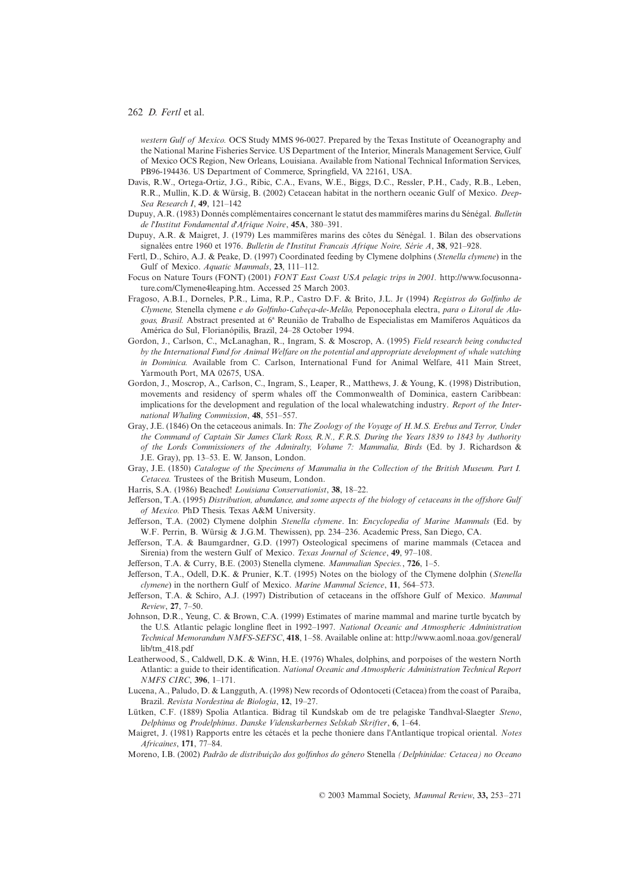*western Gulf of Mexico.* OCS Study MMS 96-0027. Prepared by the Texas Institute of Oceanography and the National Marine Fisheries Service. US Department of the Interior, Minerals Management Service, Gulf of Mexico OCS Region, New Orleans, Louisiana. Available from National Technical Information Services, PB96-194436. US Department of Commerce, Springfield, VA 22161, USA.

Davis, R.W., Ortega-Ortiz, J.G., Ribic, C.A., Evans, W.E., Biggs, D.C., Ressler, P.H., Cady, R.B., Leben, R.R., Mullin, K.D. & Würsig, B. (2002) Cetacean habitat in the northern oceanic Gulf of Mexico. *Deep-Sea Research I*, **49**, 121–142

Dupuy, A.R. (1983) Donnés complémentaires concernant le statut des mammifères marins du Sénégal. *Bulletin de l'Institut Fondamental d'Afrique Noire*, **45A**, 380–391.

Dupuy, A.R. & Maigret, J. (1979) Les mammifères marins des côtes du Sénégal. 1. Bilan des observations signalées entre 1960 et 1976. *Bulletin de l'Institut Francais Afrique Noire, Série A*, **38**, 921–928.

Fertl, D., Schiro, A.J. & Peake, D. (1997) Coordinated feeding by Clymene dolphins (*Stenella clymene*) in the Gulf of Mexico. *Aquatic Mammals*, **23**, 111–112.

Focus on Nature Tours (FONT) (2001) *FONT East Coast USA pelagic trips in 2001.* http://www.focusonnature.com/Clymene4leaping.htm. Accessed 25 March 2003.

Fragoso, A.B.I., Dorneles, P.R., Lima, R.P., Castro D.F. & Brito, J.L. Jr (1994) *Registros do Golfinho de Clymene,* Stenella clymene *e do Golfinho-Cabeça-de-Melão,* Peponocephala electra, *para o Litoral de Alagoas, Brasil.* Abstract presented at 6ª Reunião de Trabalho de Especialistas em Mamíferos Aquáticos da América do Sul, Florianópilis, Brazil, 24–28 October 1994.

Gordon, J., Carlson, C., McLanaghan, R., Ingram, S. & Moscrop, A. (1995) *Field research being conducted by the International Fund for Animal Welfare on the potential and appropriate development of whale watching in Dominica.* Available from C. Carlson, International Fund for Animal Welfare, 411 Main Street, Yarmouth Port, MA 02675, USA.

Gordon, J., Moscrop, A., Carlson, C., Ingram, S., Leaper, R., Matthews, J. & Young, K. (1998) Distribution, movements and residency of sperm whales off the Commonwealth of Dominica, eastern Caribbean: implications for the development and regulation of the local whalewatching industry. *Report of the International Whaling Commission*, **48**, 551–557.

Gray, J.E. (1846) On the cetaceous animals. In: *The Zoology of the Voyage of H.M.S. Erebus and Terror, Under the Command of Captain Sir James Clark Ross, R.N., F.R.S. During the Years 1839 to 1843 by Authority of the Lords Commissioners of the Admiralty, Volume 7: Mammalia, Birds* (Ed. by J. Richardson & J.E. Gray), pp. 13–53. E. W. Janson, London.

Gray, J.E. (1850) *Catalogue of the Specimens of Mammalia in the Collection of the British Museum. Part I. Cetacea.* Trustees of the British Museum, London.

Harris, S.A. (1986) Beached! *Louisiana Conservationist*, **38**, 18–22.

Jefferson, T.A. (1995) *Distribution, abundance, and some aspects of the biology of cetaceans in the offshore Gulf of Mexico.* PhD Thesis. Texas A&M University.

Jefferson, T.A. (2002) Clymene dolphin *Stenella clymene*. In: *Encyclopedia of Marine Mammals* (Ed. by W.F. Perrin, B. Würsig & J.G.M. Thewissen), pp. 234–236. Academic Press, San Diego, CA.

Jefferson, T.A. & Baumgardner, G.D. (1997) Osteological specimens of marine mammals (Cetacea and Sirenia) from the western Gulf of Mexico. *Texas Journal of Science*, **49**, 97–108.

Jefferson, T.A. & Curry, B.E. (2003) Stenella clymene. *Mammalian Species.*, **726**, 1–5.

Jefferson, T.A., Odell, D.K. & Prunier, K.T. (1995) Notes on the biology of the Clymene dolphin (*Stenella clymene*) in the northern Gulf of Mexico. *Marine Mammal Science*, **11**, 564–573.

Jefferson, T.A. & Schiro, A.J. (1997) Distribution of cetaceans in the offshore Gulf of Mexico. *Mammal Review*, **27**, 7–50.

Johnson, D.R., Yeung, C. & Brown, C.A. (1999) Estimates of marine mammal and marine turtle bycatch by the U.S. Atlantic pelagic longline fleet in 1992–1997. *National Oceanic and Atmospheric Administration Technical Memorandum NMFS-SEFSC*, **418**, 1–58. Available online at: http://www.aoml.noaa.gov/general/lib/tm_418.pdf

Leatherwood, S., Caldwell, D.K. & Winn, H.E. (1976) Whales, dolphins, and porpoises of the western North Atlantic: a guide to their identification. *National Oceanic and Atmospheric Administration Technical Report NMFS CIRC*, **396**, 1–171.

Lucena, A., Paludo, D. & Langguth, A. (1998) New records of Odontoceti (Cetacea) from the coast of Paraíba, Brazil. *Revista Nordestina de Biologia*, **12**, 19–27.

Lütken, C.F. (1889) Spolia Atlantica. Bidrag til Kundskab om de tre pelagiske Tandhval-Slaegter *Steno*, *Delphinus* og *Prodelphinus*. *Danske Videnskarbernes Selskab Skrifter*, **6**, 1–64.

Maigret, J. (1981) Rapports entre les cétacés et la peche thoniere dans l'Antlantique tropical oriental. *Notes Africaines*, **171**, 77–84.

Moreno, I.B. (2002) *Padrão de distribuição dos golfinhos do gênero* Stenella *(Delphinidae: Cetacea) no Oceano*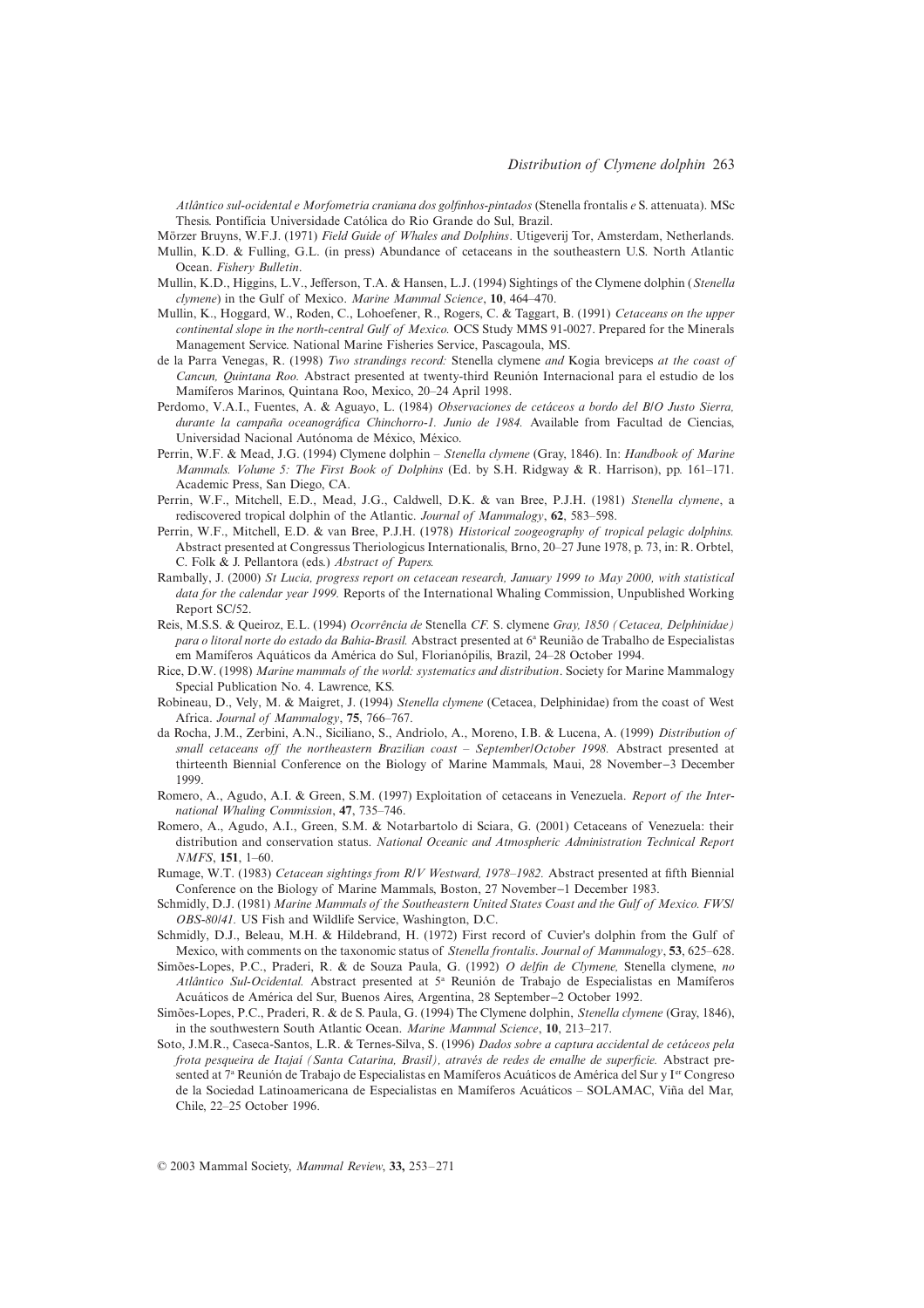*Atlântico sul-ocidental e Morfometria craniana dos golfinhos-pintados* (Stenella frontalis *e* S. attenuata). MSc Thesis. Pontifícia Universidade Católica do Rio Grande do Sul, Brazil.

Mörzer Bruyns, W.F.J. (1971) *Field Guide of Whales and Dolphins*. Utigeverij Tor, Amsterdam, Netherlands.

Mullin, K.D. & Fulling, G.L. (in press) Abundance of cetaceans in the southeastern U.S. North Atlantic Ocean. *Fishery Bulletin*.

Mullin, K.D., Higgins, L.V., Jefferson, T.A. & Hansen, L.J. (1994) Sightings of the Clymene dolphin (*Stenella clymene*) in the Gulf of Mexico. *Marine Mammal Science*, **10**, 464–470.

Mullin, K., Hoggard, W., Roden, C., Lohoefener, R., Rogers, C. & Taggart, B. (1991) *Cetaceans on the upper continental slope in the north-central Gulf of Mexico.* OCS Study MMS 91-0027. Prepared for the Minerals Management Service. National Marine Fisheries Service, Pascagoula, MS.

de la Parra Venegas, R. (1998) *Two strandings record:* Stenella clymene *and* Kogia breviceps *at the coast of Cancun, Quintana Roo.* Abstract presented at twenty-third Reunión Internacional para el estudio de los Mamíferos Marinos, Quintana Roo, Mexico, 20–24 April 1998.

Perdomo, V.A.I., Fuentes, A. & Aguayo, L. (1984) *Observaciones de cetáceos a bordo del B/O Justo Sierra, durante la campaña oceanográfica Chinchorro-1. Junio de 1984.* Available from Facultad de Ciencias, Universidad Nacional Autónoma de México, México.

Perrin, W.F. & Mead, J.G. (1994) Clymene dolphin – *Stenella clymene* (Gray, 1846). In: *Handbook of Marine Mammals. Volume 5: The First Book of Dolphins* (Ed. by S.H. Ridgway & R. Harrison), pp. 161–171. Academic Press, San Diego, CA.

Perrin, W.F., Mitchell, E.D., Mead, J.G., Caldwell, D.K. & van Bree, P.J.H. (1981) *Stenella clymene*, a rediscovered tropical dolphin of the Atlantic. *Journal of Mammalogy*, **62**, 583–598.

Perrin, W.F., Mitchell, E.D. & van Bree, P.J.H. (1978) *Historical zoogeography of tropical pelagic dolphins.* Abstract presented at Congressus Theriologicus Internationalis, Brno, 20–27 June 1978, p. 73, in: R. Orbtel, C. Folk & J. Pellantora (eds.) *Abstract of Papers.*

Rambally, J. (2000) *St Lucia, progress report on cetacean research, January 1999 to May 2000, with statistical data for the calendar year 1999.* Reports of the International Whaling Commission, Unpublished Working Report SC/52.

Reis, M.S.S. & Queiroz, E.L. (1994) *Ocorrência de* Stenella *CF.* S. clymene *Gray, 1850 (Cetacea, Delphinidae) para o litoral norte do estado da Bahia-Brasil.* Abstract presented at 6ª Reunião de Trabalho de Especialistas em Mamíferos Aquáticos da América do Sul, Florianópilis, Brazil, 24–28 October 1994.

Rice, D.W. (1998) *Marine mammals of the world: systematics and distribution*. Society for Marine Mammalogy Special Publication No. 4. Lawrence, KS.

Robineau, D., Vely, M. & Maigret, J. (1994) *Stenella clymene* (Cetacea, Delphinidae) from the coast of West Africa. *Journal of Mammalogy*, **75**, 766–767.

da Rocha, J.M., Zerbini, A.N., Siciliano, S., Andriolo, A., Moreno, I.B. & Lucena, A. (1999) *Distribution of small cetaceans off the northeastern Brazilian coast – September/October 1998.* Abstract presented at thirteenth Biennial Conference on the Biology of Marine Mammals, Maui, 28 November–3 December 1999.

Romero, A., Agudo, A.I. & Green, S.M. (1997) Exploitation of cetaceans in Venezuela. *Report of the International Whaling Commission*, **47**, 735–746.

Romero, A., Agudo, A.I., Green, S.M. & Notarbartolo di Sciara, G. (2001) Cetaceans of Venezuela: their distribution and conservation status. *National Oceanic and Atmospheric Administration Technical Report NMFS*, **151**, 1–60.

Rumage, W.T. (1983) *Cetacean sightings from R/V Westward, 1978–1982.* Abstract presented at fifth Biennial Conference on the Biology of Marine Mammals, Boston, 27 November–1 December 1983.

Schmidly, D.J. (1981) *Marine Mammals of the Southeastern United States Coast and the Gulf of Mexico. FWS/OBS-80/41.* US Fish and Wildlife Service, Washington, D.C.

Schmidly, D.J., Beleau, M.H. & Hildebrand, H. (1972) First record of Cuvier's dolphin from the Gulf of Mexico, with comments on the taxonomic status of *Stenella frontalis*. *Journal of Mammalogy*, **53**, 625–628.

Simões-Lopes, P.C., Praderi, R. & de Souza Paula, G. (1992) *O delfin de Clymene,* Stenella clymene, *no Atlântico Sul-Ocidental.* Abstract presented at 5ª Reunión de Trabajo de Especialistas en Mamíferos Acuáticos de América del Sur, Buenos Aires, Argentina, 28 September–2 October 1992.

Simões-Lopes, P.C., Praderi, R. & de S. Paula, G. (1994) The Clymene dolphin, *Stenella clymene* (Gray, 1846), in the southwestern South Atlantic Ocean. *Marine Mammal Science*, **10**, 213–217.

Soto, J.M.R., Caseca-Santos, L.R. & Ternes-Silva, S. (1996) *Dados sobre a captura accidental de cetáceos pela frota pesqueira de Itajaí (Santa Catarina, Brasil), através de redes de emalhe de superficie.* Abstract presented at 7ª Reunión de Trabajo de Especialistas en Mamíferos Acuáticos de América del Sur y Ier Congreso de la Sociedad Latinoamericana de Especialistas en Mamíferos Acuáticos – SOLAMAC, Viña del Mar, Chile, 22–25 October 1996.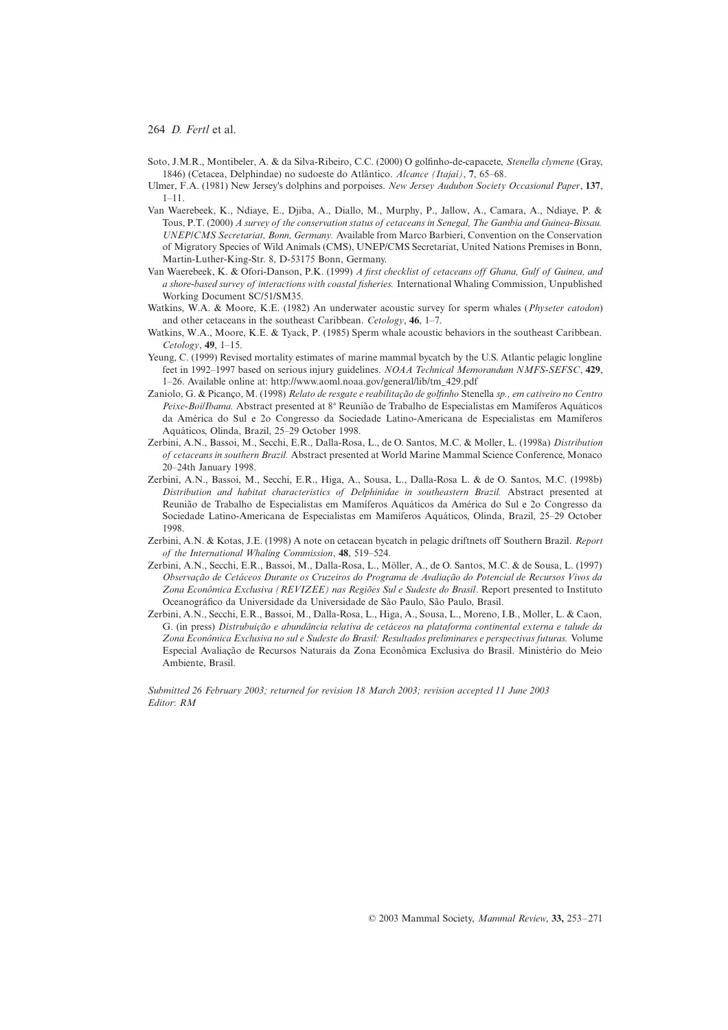Soto, J.M.R., Montibeler, A. & da Silva-Ribeiro, C.C. (2000) O golfinho-de-capacete, *Stenella clymene* (Gray, 1846) (Cetacea, Delphindae) no sudoeste do Atlântico. *Alcance (Itajaí)*, **7**, 65–68.

Ulmer, F.A. (1981) New Jersey's dolphins and porpoises. *New Jersey Audubon Society Occasional Paper*, **137**, 1–11.

Van Waerebeek, K., Ndiaye, E., Djiba, A., Diallo, M., Murphy, P., Jallow, A., Camara, A., Ndiaye, P. & Tous, P.T. (2000) *A survey of the conservation status of cetaceans in Senegal, The Gambia and Guinea-Bissau. UNEP/CMS Secretariat, Bonn, Germany.* Available from Marco Barbieri, Convention on the Conservation of Migratory Species of Wild Animals (CMS), UNEP/CMS Secretariat, United Nations Premises in Bonn, Martin-Luther-King-Str. 8, D-53175 Bonn, Germany.

Van Waerebeek, K. & Ofori-Danson, P.K. (1999) *A first checklist of cetaceans off Ghana, Gulf of Guinea, and a shore-based survey of interactions with coastal fisheries.* International Whaling Commission, Unpublished Working Document SC/51/SM35.

Watkins, W.A. & Moore, K.E. (1982) An underwater acoustic survey for sperm whales (*Physeter catodon*) and other cetaceans in the southeast Caribbean. *Cetology*, **46**, 1–7.

Watkins, W.A., Moore, K.E. & Tyack, P. (1985) Sperm whale acoustic behaviors in the southeast Caribbean. *Cetology*, **49**, 1–15.

Yeung, C. (1999) Revised mortality estimates of marine mammal bycatch by the U.S. Atlantic pelagic longline feet in 1992–1997 based on serious injury guidelines. *NOAA Technical Memorandum NMFS-SEFSC*, **429**, 1–26. Available online at: http://www.aoml.noaa.gov/general/lib/tm_429.pdf

Zaniolo, G. & Picanço, M. (1998) *Relato de resgate e reabilitação de golfinho* Stenella *sp., em cativeiro no Centro Peixe-Boi/Ibama.* Abstract presented at 8ª Reunião de Trabalho de Especialistas em Mamíferos Aquáticos da América do Sul e 2o Congresso da Sociedade Latino-Americana de Especialistas em Mamíferos Aquáticos, Olinda, Brazil, 25–29 October 1998.

Zerbini, A.N., Bassoi, M., Secchi, E.R., Dalla-Rosa, L., de O. Santos, M.C. & Moller, L. (1998a) *Distribution of cetaceans in southern Brazil.* Abstract presented at World Marine Mammal Science Conference, Monaco 20–24th January 1998.

Zerbini, A.N., Bassoi, M., Secchi, E.R., Higa, A., Sousa, L., Dalla-Rosa L. & de O. Santos, M.C. (1998b) *Distribution and habitat characteristics of Delphinidae in southeastern Brazil.* Abstract presented at Reunião de Trabalho de Especialistas em Mamíferos Aquáticos da América do Sul e 2o Congresso da Sociedade Latino-Americana de Especialistas em Mamíferos Aquáticos, Olinda, Brazil, 25–29 October 1998.

Zerbini, A.N. & Kotas, J.E. (1998) A note on cetacean bycatch in pelagic driftnets off Southern Brazil. *Report of the International Whaling Commission*, **48**, 519–524.

Zerbini, A.N., Secchi, E.R., Bassoi, M., Dalla-Rosa, L., Möller, A., de O. Santos, M.C. & de Sousa, L. (1997) *Observação de Cetáceos Durante os Cruzeiros do Programa de Avaliação do Potencial de Recursos Vivos da Zona Econômica Exclusiva (REVIZEE) nas Regiões Sul e Sudeste do Brasil*. Report presented to Instituto Oceanográfico da Universidade da São Paulo, São Paulo, Brasil.

Zerbini, A.N., Secchi, E.R., Bassoi, M., Dalla-Rosa, L., Higa, A., Sousa, L., Moreno, I.B., Moller, L. & Caon, G. (in press) *Distrubuição e abundância relativa de cetáceos na plataforma continental externa e talude da Zona Econômica Exclusiva no sul e Sudeste do Brasil: Resultados preliminares e perspectivas futuras.* Volume Especial Avaliação de Recursos Naturais da Zona Econômica Exclusiva do Brasil. Ministério do Meio Ambiente, Brasil.

*Submitted 26 February 2003; returned for revision 18 March 2003; revision accepted 11 June 2003*
*Editor: RM*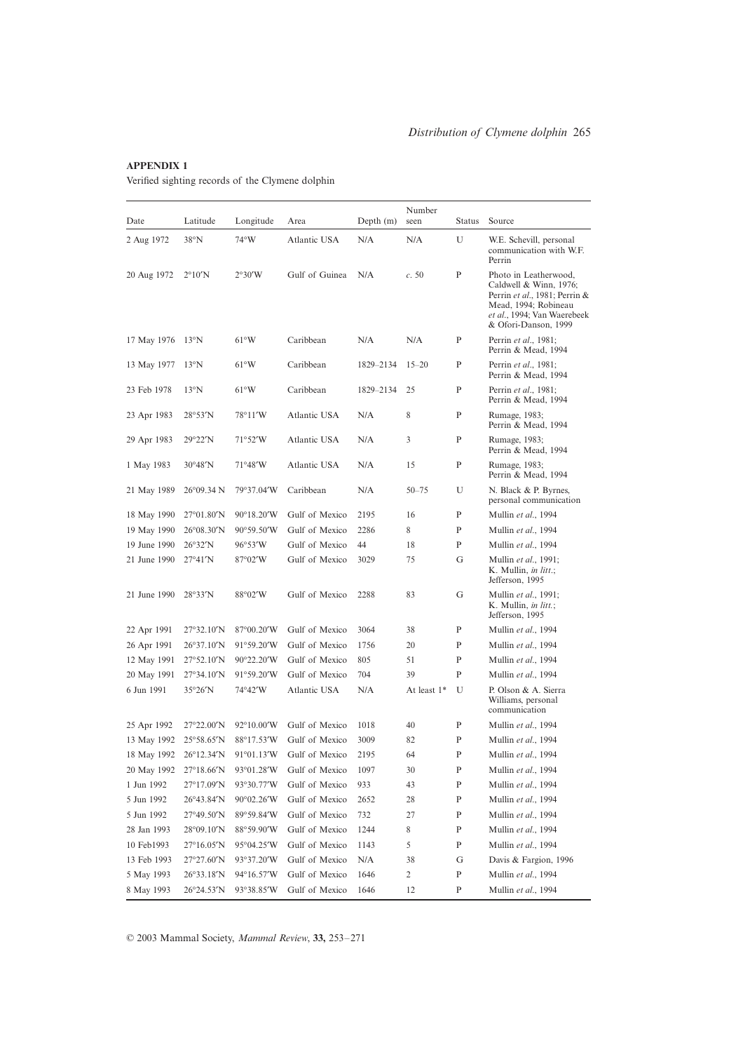## APPENDIX 1

Verified sighting records of the Clymene dolphin

| Date | Latitude | Longitude | Area | Depth (m) | Number seen | Status | Source |
|---|---|---|---|---|---|---|---|
| 2 Aug 1972 | 38°N | 74°W | Atlantic USA | N/A | N/A | U | W.E. Schevill, personal communication with W.F. Perrin |
| 20 Aug 1972 | 2°10′N | 2°30′W | Gulf of Guinea | N/A | *c.* 50 | P | Photo in Leatherwood, Caldwell & Winn, 1976; Perrin *et al.*, 1981; Perrin & Mead, 1994; Robineau *et al.*, 1994; Van Waerebeek & Ofori-Danson, 1999 |
| 17 May 1976 | 13°N | 61°W | Caribbean | N/A | N/A | P | Perrin *et al.*, 1981; Perrin & Mead, 1994 |
| 13 May 1977 | 13°N | 61°W | Caribbean | 1829–2134 | 15–20 | P | Perrin *et al.*, 1981; Perrin & Mead, 1994 |
| 23 Feb 1978 | 13°N | 61°W | Caribbean | 1829–2134 | 25 | P | Perrin *et al.*, 1981; Perrin & Mead, 1994 |
| 23 Apr 1983 | 28°53′N | 78°11′W | Atlantic USA | N/A | 8 | P | Rumage, 1983; Perrin & Mead, 1994 |
| 29 Apr 1983 | 29°22′N | 71°52′W | Atlantic USA | N/A | 3 | P | Rumage, 1983; Perrin & Mead, 1994 |
| 1 May 1983 | 30°48′N | 71°48′W | Atlantic USA | N/A | 15 | P | Rumage, 1983; Perrin & Mead, 1994 |
| 21 May 1989 | 26°09.34 N | 79°37.04′W | Caribbean | N/A | 50–75 | U | N. Black & P. Byrnes, personal communication |
| 18 May 1990 | 27°01.80′N | 90°18.20′W | Gulf of Mexico | 2195 | 16 | P | Mullin *et al.*, 1994 |
| 19 May 1990 | 26°08.30′N | 90°59.50′W | Gulf of Mexico | 2286 | 8 | P | Mullin *et al.*, 1994 |
| 19 June 1990 | 26°32′N | 96°53′W | Gulf of Mexico | 44 | 18 | P | Mullin *et al.*, 1994 |
| 21 June 1990 | 27°41′N | 87°02′W | Gulf of Mexico | 3029 | 75 | G | Mullin *et al.*, 1991; K. Mullin, *in litt.*; Jefferson, 1995 |
| 21 June 1990 | 28°33′N | 88°02′W | Gulf of Mexico | 2288 | 83 | G | Mullin *et al.*, 1991; K. Mullin, *in litt.*; Jefferson, 1995 |
| 22 Apr 1991 | 27°32.10′N | 87°00.20′W | Gulf of Mexico | 3064 | 38 | P | Mullin *et al.*, 1994 |
| 26 Apr 1991 | 26°37.10′N | 91°59.20′W | Gulf of Mexico | 1756 | 20 | P | Mullin *et al.*, 1994 |
| 12 May 1991 | 27°52.10′N | 90°22.20′W | Gulf of Mexico | 805 | 51 | P | Mullin *et al.*, 1994 |
| 20 May 1991 | 27°34.10′N | 91°59.20′W | Gulf of Mexico | 704 | 39 | P | Mullin *et al.*, 1994 |
| 6 Jun 1991 | 35°26′N | 74°42′W | Atlantic USA | N/A | At least 1* | U | P. Olson & A. Sierra Williams, personal communication |
| 25 Apr 1992 | 27°22.00′N | 92°10.00′W | Gulf of Mexico | 1018 | 40 | P | Mullin *et al.*, 1994 |
| 13 May 1992 | 25°58.65′N | 88°17.53′W | Gulf of Mexico | 3009 | 82 | P | Mullin *et al.*, 1994 |
| 18 May 1992 | 26°12.34′N | 91°01.13′W | Gulf of Mexico | 2195 | 64 | P | Mullin *et al.*, 1994 |
| 20 May 1992 | 27°18.66′N | 93°01.28′W | Gulf of Mexico | 1097 | 30 | P | Mullin *et al.*, 1994 |
| 1 Jun 1992 | 27°17.09′N | 93°30.77′W | Gulf of Mexico | 933 | 43 | P | Mullin *et al.*, 1994 |
| 5 Jun 1992 | 26°43.84′N | 90°02.26′W | Gulf of Mexico | 2652 | 28 | P | Mullin *et al.*, 1994 |
| 5 Jun 1992 | 27°49.50′N | 89°59.84′W | Gulf of Mexico | 732 | 27 | P | Mullin *et al.*, 1994 |
| 28 Jan 1993 | 28°09.10′N | 88°59.90′W | Gulf of Mexico | 1244 | 8 | P | Mullin *et al.*, 1994 |
| 10 Feb1993 | 27°16.05′N | 95°04.25′W | Gulf of Mexico | 1143 | 5 | P | Mullin *et al.*, 1994 |
| 13 Feb 1993 | 27°27.60′N | 93°37.20′W | Gulf of Mexico | N/A | 38 | G | Davis & Fargion, 1996 |
| 5 May 1993 | 26°33.18′N | 94°16.57′W | Gulf of Mexico | 1646 | 2 | P | Mullin *et al.*, 1994 |
| 8 May 1993 | 26°24.53′N | 93°38.85′W | Gulf of Mexico | 1646 | 12 | P | Mullin *et al.*, 1994 |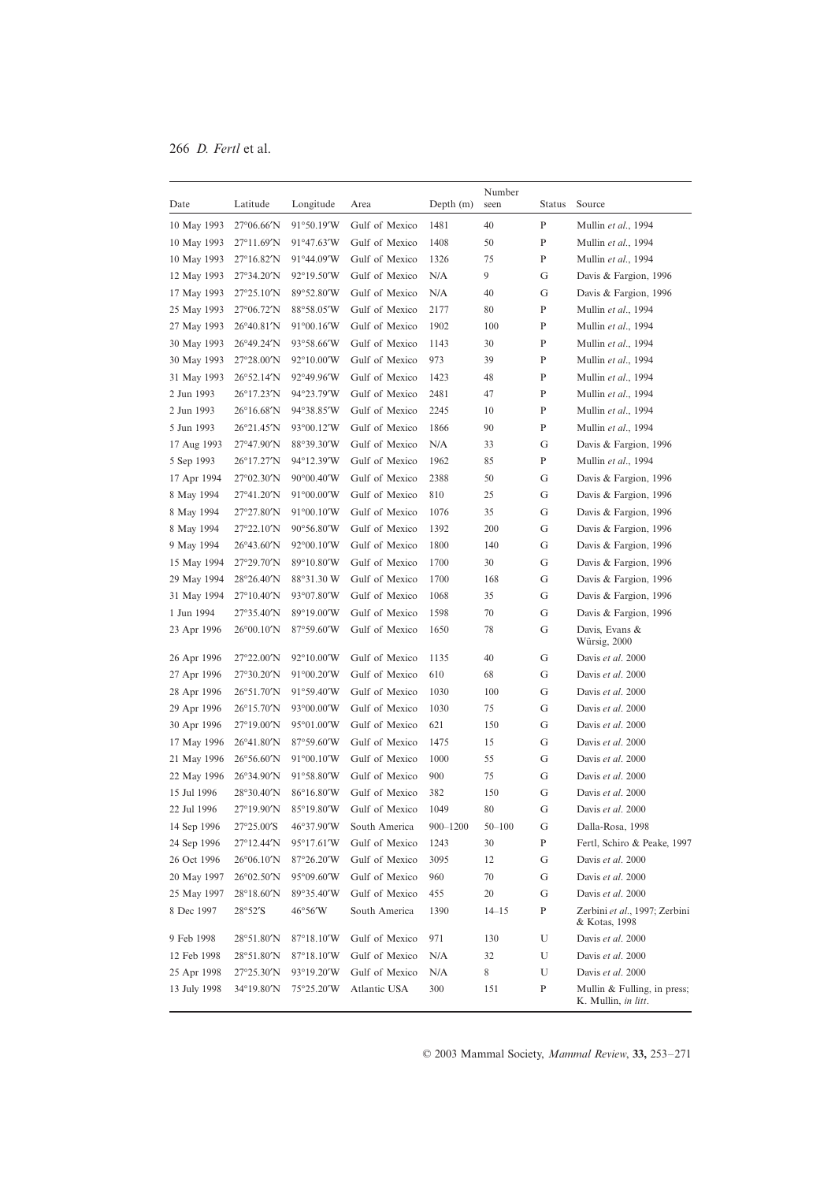| Date | Latitude | Longitude | Area | Depth (m) | Number seen | Status | Source |
|---|---|---|---|---|---|---|---|
| 10 May 1993 | 27°06.66′N | 91°50.19′W | Gulf of Mexico | 1481 | 40 | P | Mullin *et al.*, 1994 |
| 10 May 1993 | 27°11.69′N | 91°47.63′W | Gulf of Mexico | 1408 | 50 | P | Mullin *et al.*, 1994 |
| 10 May 1993 | 27°16.82′N | 91°44.09′W | Gulf of Mexico | 1326 | 75 | P | Mullin *et al.*, 1994 |
| 12 May 1993 | 27°34.20′N | 92°19.50′W | Gulf of Mexico | N/A | 9 | G | Davis & Fargion, 1996 |
| 17 May 1993 | 27°25.10′N | 89°52.80′W | Gulf of Mexico | N/A | 40 | G | Davis & Fargion, 1996 |
| 25 May 1993 | 27°06.72′N | 88°58.05′W | Gulf of Mexico | 2177 | 80 | P | Mullin *et al.*, 1994 |
| 27 May 1993 | 26°40.81′N | 91°00.16′W | Gulf of Mexico | 1902 | 100 | P | Mullin *et al.*, 1994 |
| 30 May 1993 | 26°49.24′N | 93°58.66′W | Gulf of Mexico | 1143 | 30 | P | Mullin *et al.*, 1994 |
| 30 May 1993 | 27°28.00′N | 92°10.00′W | Gulf of Mexico | 973 | 39 | P | Mullin *et al.*, 1994 |
| 31 May 1993 | 26°52.14′N | 92°49.96′W | Gulf of Mexico | 1423 | 48 | P | Mullin *et al.*, 1994 |
| 2 Jun 1993 | 26°17.23′N | 94°23.79′W | Gulf of Mexico | 2481 | 47 | P | Mullin *et al.*, 1994 |
| 2 Jun 1993 | 26°16.68′N | 94°38.85′W | Gulf of Mexico | 2245 | 10 | P | Mullin *et al.*, 1994 |
| 5 Jun 1993 | 26°21.45′N | 93°00.12′W | Gulf of Mexico | 1866 | 90 | P | Mullin *et al.*, 1994 |
| 17 Aug 1993 | 27°47.90′N | 88°39.30′W | Gulf of Mexico | N/A | 33 | G | Davis & Fargion, 1996 |
| 5 Sep 1993 | 26°17.27′N | 94°12.39′W | Gulf of Mexico | 1962 | 85 | P | Mullin *et al.*, 1994 |
| 17 Apr 1994 | 27°02.30′N | 90°00.40′W | Gulf of Mexico | 2388 | 50 | G | Davis & Fargion, 1996 |
| 8 May 1994 | 27°41.20′N | 91°00.00′W | Gulf of Mexico | 810 | 25 | G | Davis & Fargion, 1996 |
| 8 May 1994 | 27°27.80′N | 91°00.10′W | Gulf of Mexico | 1076 | 35 | G | Davis & Fargion, 1996 |
| 8 May 1994 | 27°22.10′N | 90°56.80′W | Gulf of Mexico | 1392 | 200 | G | Davis & Fargion, 1996 |
| 9 May 1994 | 26°43.60′N | 92°00.10′W | Gulf of Mexico | 1800 | 140 | G | Davis & Fargion, 1996 |
| 15 May 1994 | 27°29.70′N | 89°10.80′W | Gulf of Mexico | 1700 | 30 | G | Davis & Fargion, 1996 |
| 29 May 1994 | 28°26.40′N | 88°31.30 W | Gulf of Mexico | 1700 | 168 | G | Davis & Fargion, 1996 |
| 31 May 1994 | 27°10.40′N | 93°07.80′W | Gulf of Mexico | 1068 | 35 | G | Davis & Fargion, 1996 |
| 1 Jun 1994 | 27°35.40′N | 89°19.00′W | Gulf of Mexico | 1598 | 70 | G | Davis & Fargion, 1996 |
| 23 Apr 1996 | 26°00.10′N | 87°59.60′W | Gulf of Mexico | 1650 | 78 | G | Davis, Evans & Würsig, 2000 |
| 26 Apr 1996 | 27°22.00′N | 92°10.00′W | Gulf of Mexico | 1135 | 40 | G | Davis *et al*. 2000 |
| 27 Apr 1996 | 27°30.20′N | 91°00.20′W | Gulf of Mexico | 610 | 68 | G | Davis *et al*. 2000 |
| 28 Apr 1996 | 26°51.70′N | 91°59.40′W | Gulf of Mexico | 1030 | 100 | G | Davis *et al*. 2000 |
| 29 Apr 1996 | 26°15.70′N | 93°00.00′W | Gulf of Mexico | 1030 | 75 | G | Davis *et al*. 2000 |
| 30 Apr 1996 | 27°19.00′N | 95°01.00′W | Gulf of Mexico | 621 | 150 | G | Davis *et al*. 2000 |
| 17 May 1996 | 26°41.80′N | 87°59.60′W | Gulf of Mexico | 1475 | 15 | G | Davis *et al*. 2000 |
| 21 May 1996 | 26°56.60′N | 91°00.10′W | Gulf of Mexico | 1000 | 55 | G | Davis *et al*. 2000 |
| 22 May 1996 | 26°34.90′N | 91°58.80′W | Gulf of Mexico | 900 | 75 | G | Davis *et al*. 2000 |
| 15 Jul 1996 | 28°30.40′N | 86°16.80′W | Gulf of Mexico | 382 | 150 | G | Davis *et al*. 2000 |
| 22 Jul 1996 | 27°19.90′N | 85°19.80′W | Gulf of Mexico | 1049 | 80 | G | Davis *et al*. 2000 |
| 14 Sep 1996 | 27°25.00′S | 46°37.90′W | South America | 900–1200 | 50–100 | G | Dalla-Rosa, 1998 |
| 24 Sep 1996 | 27°12.44′N | 95°17.61′W | Gulf of Mexico | 1243 | 30 | P | Fertl, Schiro & Peake, 1997 |
| 26 Oct 1996 | 26°06.10′N | 87°26.20′W | Gulf of Mexico | 3095 | 12 | G | Davis *et al*. 2000 |
| 20 May 1997 | 26°02.50′N | 95°09.60′W | Gulf of Mexico | 960 | 70 | G | Davis *et al*. 2000 |
| 25 May 1997 | 28°18.60′N | 89°35.40′W | Gulf of Mexico | 455 | 20 | G | Davis *et al*. 2000 |
| 8 Dec 1997 | 28°52′S | 46°56′W | South America | 1390 | 14–15 | P | Zerbini *et al*., 1997; Zerbini & Kotas, 1998 |
| 9 Feb 1998 | 28°51.80′N | 87°18.10′W | Gulf of Mexico | 971 | 130 | U | Davis *et al*. 2000 |
| 12 Feb 1998 | 28°51.80′N | 87°18.10′W | Gulf of Mexico | N/A | 32 | U | Davis *et al*. 2000 |
| 25 Apr 1998 | 27°25.30′N | 93°19.20′W | Gulf of Mexico | N/A | 8 | U | Davis *et al*. 2000 |
| 13 July 1998 | 34°19.80′N | 75°25.20′W | Atlantic USA | 300 | 151 | P | Mullin & Fulling, in press; K. Mullin, *in litt*. |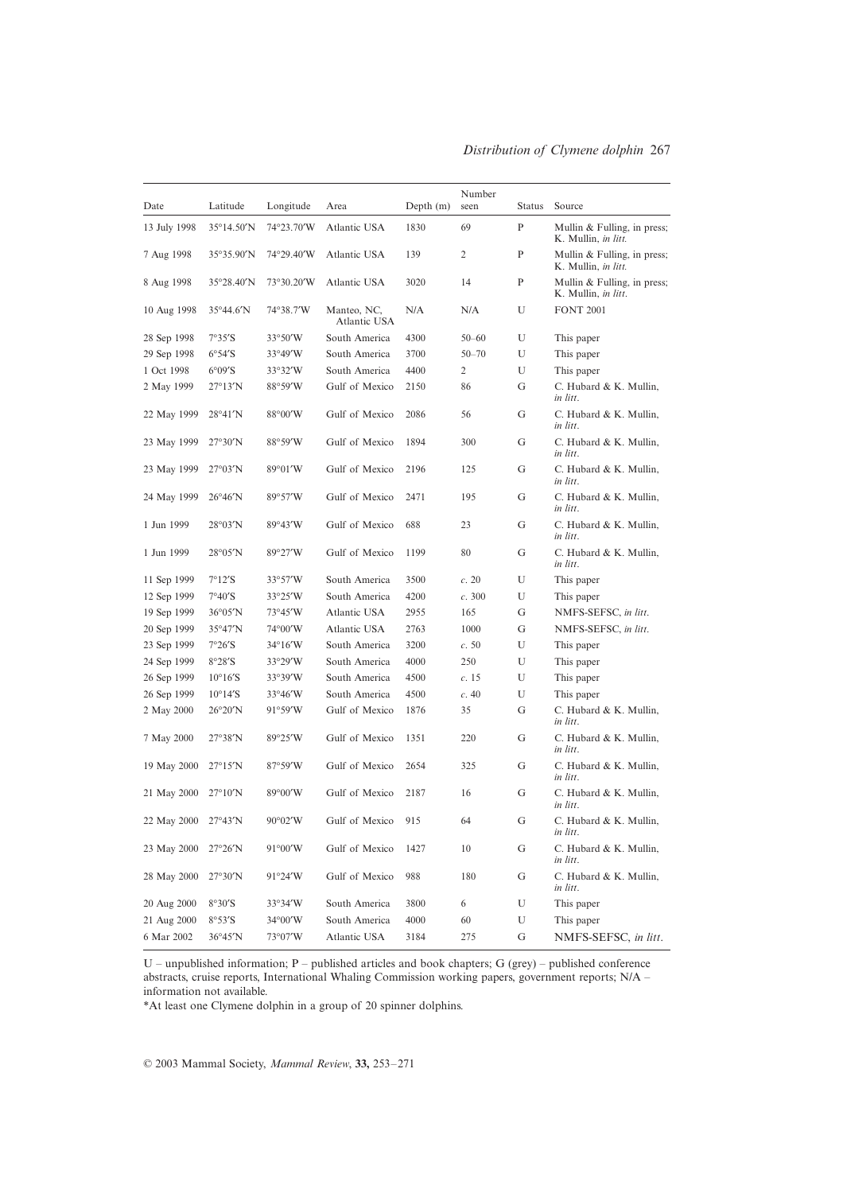| Date | Latitude | Longitude | Area | Depth (m) | Number seen | Status | Source |
|---|---|---|---|---|---|---|---|
| 13 July 1998 | 35°14.50′N | 74°23.70′W | Atlantic USA | 1830 | 69 | P | Mullin & Fulling, in press; K. Mullin, *in litt.* |
| 7 Aug 1998 | 35°35.90′N | 74°29.40′W | Atlantic USA | 139 | 2 | P | Mullin & Fulling, in press; K. Mullin, *in litt.* |
| 8 Aug 1998 | 35°28.40′N | 73°30.20′W | Atlantic USA | 3020 | 14 | P | Mullin & Fulling, in press; K. Mullin, *in litt*. |
| 10 Aug 1998 | 35°44.6′N | 74°38.7′W | Manteo, NC, Atlantic USA | N/A | N/A | U | FONT 2001 |
| 28 Sep 1998 | 7°35′S | 33°50′W | South America | 4300 | 50–60 | U | This paper |
| 29 Sep 1998 | 6°54′S | 33°49′W | South America | 3700 | 50–70 | U | This paper |
| 1 Oct 1998 | 6°09′S | 33°32′W | South America | 4400 | 2 | U | This paper |
| 2 May 1999 | 27°13′N | 88°59′W | Gulf of Mexico | 2150 | 86 | G | C. Hubard & K. Mullin, *in litt*. |
| 22 May 1999 | 28°41′N | 88°00′W | Gulf of Mexico | 2086 | 56 | G | C. Hubard & K. Mullin, *in litt*. |
| 23 May 1999 | 27°30′N | 88°59′W | Gulf of Mexico | 1894 | 300 | G | C. Hubard & K. Mullin, *in litt*. |
| 23 May 1999 | 27°03′N | 89°01′W | Gulf of Mexico | 2196 | 125 | G | C. Hubard & K. Mullin, *in litt*. |
| 24 May 1999 | 26°46′N | 89°57′W | Gulf of Mexico | 2471 | 195 | G | C. Hubard & K. Mullin, *in litt*. |
| 1 Jun 1999 | 28°03′N | 89°43′W | Gulf of Mexico | 688 | 23 | G | C. Hubard & K. Mullin, *in litt*. |
| 1 Jun 1999 | 28°05′N | 89°27′W | Gulf of Mexico | 1199 | 80 | G | C. Hubard & K. Mullin, *in litt*. |
| 11 Sep 1999 | 7°12′S | 33°57′W | South America | 3500 | *c*. 20 | U | This paper |
| 12 Sep 1999 | 7°40′S | 33°25′W | South America | 4200 | *c*. 300 | U | This paper |
| 19 Sep 1999 | 36°05′N | 73°45′W | Atlantic USA | 2955 | 165 | G | NMFS-SEFSC, *in litt*. |
| 20 Sep 1999 | 35°47′N | 74°00′W | Atlantic USA | 2763 | 1000 | G | NMFS-SEFSC, *in litt*. |
| 23 Sep 1999 | 7°26′S | 34°16′W | South America | 3200 | *c*. 50 | U | This paper |
| 24 Sep 1999 | 8°28′S | 33°29′W | South America | 4000 | 250 | U | This paper |
| 26 Sep 1999 | 10°16′S | 33°39′W | South America | 4500 | *c*. 15 | U | This paper |
| 26 Sep 1999 | 10°14′S | 33°46′W | South America | 4500 | *c*. 40 | U | This paper |
| 2 May 2000 | 26°20′N | 91°59′W | Gulf of Mexico | 1876 | 35 | G | C. Hubard & K. Mullin, *in litt*. |
| 7 May 2000 | 27°38′N | 89°25′W | Gulf of Mexico | 1351 | 220 | G | C. Hubard & K. Mullin, *in litt*. |
| 19 May 2000 | 27°15′N | 87°59′W | Gulf of Mexico | 2654 | 325 | G | C. Hubard & K. Mullin, *in litt*. |
| 21 May 2000 | 27°10′N | 89°00′W | Gulf of Mexico | 2187 | 16 | G | C. Hubard & K. Mullin, *in litt*. |
| 22 May 2000 | 27°43′N | 90°02′W | Gulf of Mexico | 915 | 64 | G | C. Hubard & K. Mullin, *in litt*. |
| 23 May 2000 | 27°26′N | 91°00′W | Gulf of Mexico | 1427 | 10 | G | C. Hubard & K. Mullin, *in litt*. |
| 28 May 2000 | 27°30′N | 91°24′W | Gulf of Mexico | 988 | 180 | G | C. Hubard & K. Mullin, *in litt*. |
| 20 Aug 2000 | 8°30′S | 33°34′W | South America | 3800 | 6 | U | This paper |
| 21 Aug 2000 | 8°53′S | 34°00′W | South America | 4000 | 60 | U | This paper |
| 6 Mar 2002 | 36°45′N | 73°07′W | Atlantic USA | 3184 | 275 | G | NMFS-SEFSC, *in litt*. |

U – unpublished information; P – published articles and book chapters; G (grey) – published conference abstracts, cruise reports, International Whaling Commission working papers, government reports; N/A – information not available.

*At least one Clymene dolphin in a group of 20 spinner dolphins.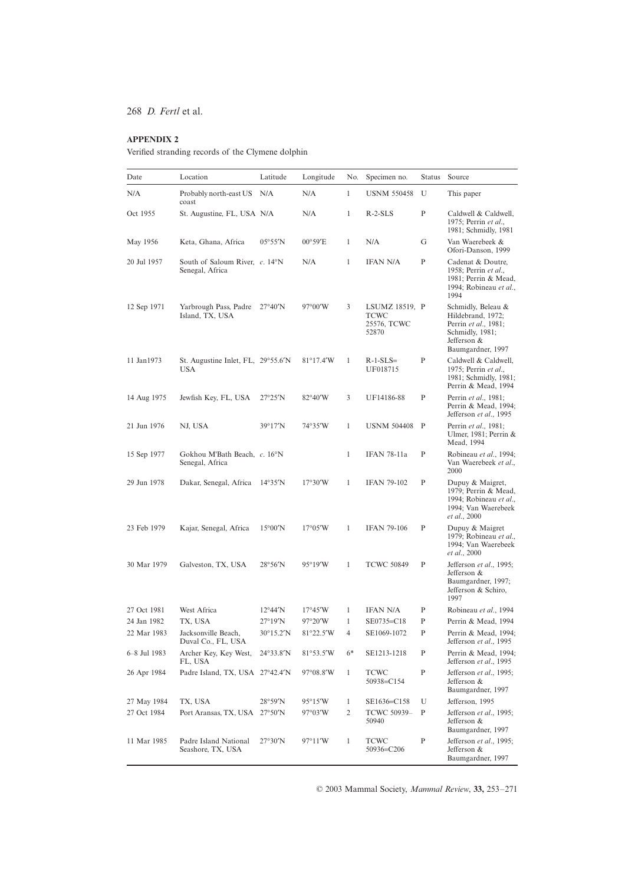**APPENDIX 2**

Verified stranding records of the Clymene dolphin

| Date | Location | Latitude | Longitude | No. | Specimen no. | Status | Source |
|---|---|---|---|---|---|---|---|
| N/A | Probably north-east US coast | N/A | N/A | 1 | USNM 550458 | U | This paper |
| Oct 1955 | St. Augustine, FL, USA | N/A | N/A | 1 | R-2-SLS | P | Caldwell & Caldwell, 1975; Perrin *et al*., 1981; Schmidly, 1981 |
| May 1956 | Keta, Ghana, Africa | 05°55′N | 00°59′E | 1 | N/A | G | Van Waerebeek & Ofori-Danson, 1999 |
| 20 Jul 1957 | South of Saloum River, Senegal, Africa | *c*. 14°N | N/A | 1 | IFAN N/A | P | Cadenat & Doutre, 1958; Perrin *et al*., 1981; Perrin & Mead, 1994; Robineau *et al*., 1994 |
| 12 Sep 1971 | Yarbrough Pass, Padre Island, TX, USA | 27°40′N | 97°00′W | 3 | LSUMZ 18519, TCWC 25576, TCWC 52870 | P | Schmidly, Beleau & Hildebrand, 1972; Perrin *et al*., 1981; Schmidly, 1981; Jefferson & Baumgardner, 1997 |
| 11 Jan1973 | St. Augustine Inlet, FL, USA | 29°55.6′N | 81°17.4′W | 1 | R-1-SLS= UF018715 | P | Caldwell & Caldwell, 1975; Perrin *et al*., 1981; Schmidly, 1981; Perrin & Mead, 1994 |
| 14 Aug 1975 | Jewfish Key, FL, USA | 27°25′N | 82°40′W | 3 | UF14186-88 | P | Perrin *et al*., 1981; Perrin & Mead, 1994; Jefferson *et al*., 1995 |
| 21 Jun 1976 | NJ, USA | 39°17′N | 74°35′W | 1 | USNM 504408 | P | Perrin *et al*., 1981; Ulmer, 1981; Perrin & Mead, 1994 |
| 15 Sep 1977 | Gokhou M'Bath Beach, Senegal, Africa | *c*. 16°N | | 1 | IFAN 78-11a | P | Robineau *et al*., 1994; Van Waerebeek *et al*., 2000 |
| 29 Jun 1978 | Dakar, Senegal, Africa | 14°35′N | 17°30′W | 1 | IFAN 79-102 | P | Dupuy & Maigret, 1979; Perrin & Mead, 1994; Robineau *et al*., 1994; Van Waerebeek *et al*., 2000 |
| 23 Feb 1979 | Kajar, Senegal, Africa | 15°00′N | 17°05′W | 1 | IFAN 79-106 | P | Dupuy & Maigret 1979; Robineau *et al*., 1994; Van Waerebeek *et al*., 2000 |
| 30 Mar 1979 | Galveston, TX, USA | 28°56′N | 95°19′W | 1 | TCWC 50849 | P | Jefferson *et al*., 1995; Jefferson & Baumgardner, 1997; Jefferson & Schiro, 1997 |
| 27 Oct 1981 | West Africa | 12°44′N | 17°45′W | 1 | IFAN N/A | P | Robineau *et al*., 1994 |
| 24 Jan 1982 | TX, USA | 27°19′N | 97°20′W | 1 | SE0735=C18 | P | Perrin & Mead, 1994 |
| 22 Mar 1983 | Jacksonville Beach, Duval Co., FL, USA | 30°15.2′N | 81°22.5′W | 4 | SE1069-1072 | P | Perrin & Mead, 1994; Jefferson *et al*., 1995 |
| 6–8 Jul 1983 | Archer Key, Key West, FL, USA | 24°33.8′N | 81°53.5′W | 6* | SE1213-1218 | P | Perrin & Mead, 1994; Jefferson *et al*., 1995 |
| 26 Apr 1984 | Padre Island, TX, USA | 27°42.4′N | 97°08.8′W | 1 | TCWC 50938=C154 | P | Jefferson *et al*., 1995; Jefferson & Baumgardner, 1997 |
| 27 May 1984 | TX, USA | 28°59′N | 95°15′W | 1 | SE1636=C158 | U | Jefferson, 1995 |
| 27 Oct 1984 | Port Aransas, TX, USA | 27°50′N | 97°03′W | 2 | TCWC 50939–50940 | P | Jefferson *et al*., 1995; Jefferson & Baumgardner, 1997 |
| 11 Mar 1985 | Padre Island National Seashore, TX, USA | 27°30′N | 97°11′W | 1 | TCWC 50936=C206 | P | Jefferson *et al*., 1995; Jefferson & Baumgardner, 1997 |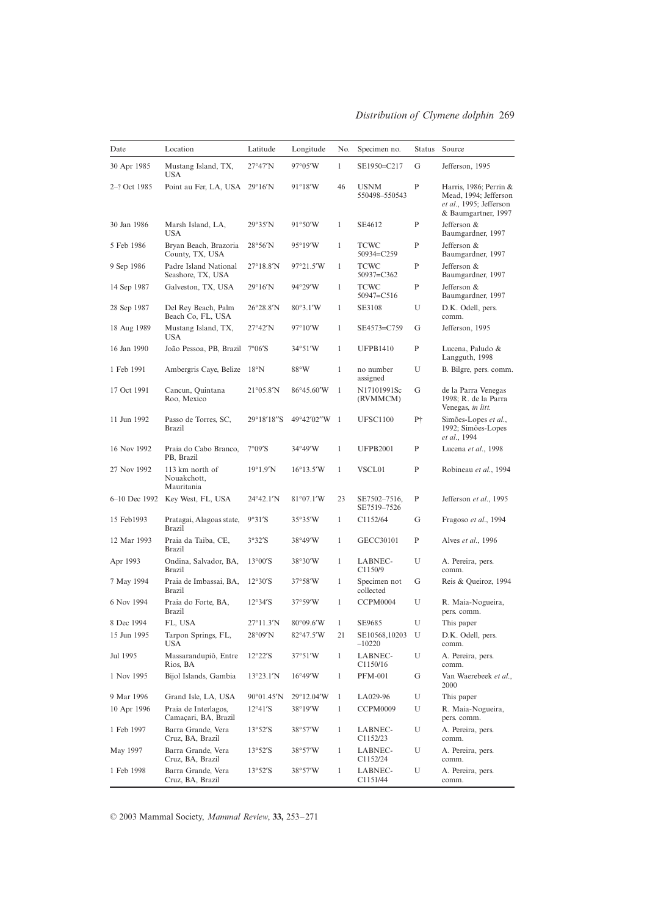| Date | Location | Latitude | Longitude | No. | Specimen no. | Status | Source |
|---|---|---|---|---|---|---|---|
| 30 Apr 1985 | Mustang Island, TX, USA | 27°47′N | 97°05′W | 1 | SE1950=C217 | G | Jefferson, 1995 |
| 2–? Oct 1985 | Point au Fer, LA, USA | 29°16′N | 91°18′W | 46 | USNM 550498–550543 | P | Harris, 1986; Perrin & Mead, 1994; Jefferson *et al*., 1995; Jefferson & Baumgartner, 1997 |
| 30 Jan 1986 | Marsh Island, LA, USA | 29°35′N | 91°50′W | 1 | SE4612 | P | Jefferson & Baumgartner, 1997 |
| 5 Feb 1986 | Bryan Beach, Brazoria County, TX, USA | 28°56′N | 95°19′W | 1 | TCWC 50934=C259 | P | Jefferson & Baumgartner, 1997 |
| 9 Sep 1986 | Padre Island National Seashore, TX, USA | 27°18.8′N | 97°21.5′W | 1 | TCWC 50937=C362 | P | Jefferson & Baumgartner, 1997 |
| 14 Sep 1987 | Galveston, TX, USA | 29°16′N | 94°29′W | 1 | TCWC 50947=C516 | P | Jefferson & Baumgartner, 1997 |
| 28 Sep 1987 | Del Rey Beach, Palm Beach Co, FL, USA | 26°28.8′N | 80°3.1′W | 1 | SE3108 | U | D.K. Odell, pers. comm. |
| 18 Aug 1989 | Mustang Island, TX, USA | 27°42′N | 97°10′W | 1 | SE4573=C759 | G | Jefferson, 1995 |
| 16 Jan 1990 | João Pessoa, PB, Brazil | 7°06′S | 34°51′W | 1 | UFPB1410 | P | Lucena, Paludo & Langguth, 1998 |
| 1 Feb 1991 | Ambergris Caye, Belize | 18°N | 88°W | 1 | no number assigned | U | B. Bilgre, pers. comm. |
| 17 Oct 1991 | Cancun, Quintana Roo, Mexico | 21°05.8′N | 86°45.60′W | 1 | N17101991Sc (RVMMCM) | G | de la Parra Venegas 1998; R. de la Parra Venegas, *in litt.* |
| 11 Jun 1992 | Passo de Torres, SC, Brazil | 29°18′18″S | 49°42′02″W | 1 | UFSC1100 | P† | Simões-Lopes *et al*., 1992; Simões-Lopes *et al*., 1994 |
| 16 Nov 1992 | Praia do Cabo Branco, PB, Brazil | 7°09′S | 34°49′W | 1 | UFPB2001 | P | Lucena *et al*., 1998 |
| 27 Nov 1992 | 113 km north of Nouakchott, Mauritania | 19°1.9′N | 16°13.5′W | 1 | VSCL01 | P | Robineau *et al*., 1994 |
| 6–10 Dec 1992 | Key West, FL, USA | 24°42.1′N | 81°07.1′W | 23 | SE7502–7516, SE7519–7526 | P | Jefferson *et al*., 1995 |
| 15 Feb1993 | Pratagai, Alagoas state, Brazil | 9°31′S | 35°35′W | 1 | C1152/64 | G | Fragoso *et al*., 1994 |
| 12 Mar 1993 | Praia da Taiba, CE, Brazil | 3°32′S | 38°49′W | 1 | GECC30101 | P | Alves *et al*., 1996 |
| Apr 1993 | Ondina, Salvador, BA, Brazil | 13°00′S | 38°30′W | 1 | LABNEC-C1150/9 | U | A. Pereira, pers. comm. |
| 7 May 1994 | Praia de Imbassai, BA, Brazil | 12°30′S | 37°58′W | 1 | Specimen not collected | G | Reis & Queiroz, 1994 |
| 6 Nov 1994 | Praia do Forte, BA, Brazil | 12°34′S | 37°59′W | 1 | CCPM0004 | U | R. Maia-Nogueira, pers. comm. |
| 8 Dec 1994 | FL, USA | 27°11.3′N | 80°09.6′W | 1 | SE9685 | U | This paper |
| 15 Jun 1995 | Tarpon Springs, FL, USA | 28°09′N | 82°47.5′W | 21 | SE10568,10203 –10220 | U | D.K. Odell, pers. comm. |
| Jul 1995 | Massarandupió, Entre Rios, BA | 12°22′S | 37°51′W | 1 | LABNEC-C1150/16 | U | A. Pereira, pers. comm. |
| 1 Nov 1995 | Bijol Islands, Gambia | 13°23.1′N | 16°49′W | 1 | PFM-001 | G | Van Waerebeek *et al*., 2000 |
| 9 Mar 1996 | Grand Isle, LA, USA | 90°01.45′N | 29°12.04′W | 1 | LA029-96 | U | This paper |
| 10 Apr 1996 | Praia de Interlagos, Camaçari, BA, Brazil | 12°41′S | 38°19′W | 1 | CCPM0009 | U | R. Maia-Nogueira, pers. comm. |
| 1 Feb 1997 | Barra Grande, Vera Cruz, BA, Brazil | 13°52′S | 38°57′W | 1 | LABNEC-C1152/23 | U | A. Pereira, pers. comm. |
| May 1997 | Barra Grande, Vera Cruz, BA, Brazil | 13°52′S | 38°57′W | 1 | LABNEC-C1152/24 | U | A. Pereira, pers. comm. |
| 1 Feb 1998 | Barra Grande, Vera Cruz, BA, Brazil | 13°52′S | 38°57′W | 1 | LABNEC-C1151/44 | U | A. Pereira, pers. comm. |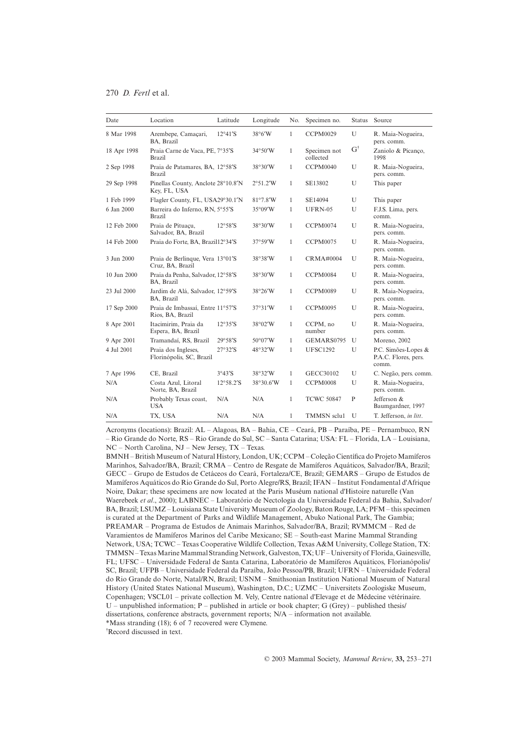| Date | Location | Latitude | Longitude | No. | Specimen no. | Status | Source |
|---|---|---|---|---|---|---|---|
| 8 Mar 1998 | Arembepe, Camaçari, BA, Brazil | 12°41′S | 38°6′W | 1 | CCPM0029 | U | R. Maia-Nogueira, pers. comm. |
| 18 Apr 1998 | Praia Carne de Vaca, PE, Brazil | 7°35′S | 34°50′W | 1 | Specimen not collected | G[†] | Zaniolo & Picanço, 1998 |
| 2 Sep 1998 | Praia de Patamares, BA, Brazil | 12°58′S | 38°30′W | 1 | CCPM0040 | U | R. Maia-Nogueira, pers. comm. |
| 29 Sep 1998 | Pinellas County, Anclote Key, FL, USA | 28°10.8′N | 2°51.2′W | 1 | SE13802 | U | This paper |
| 1 Feb 1999 | Flagler County, FL, USA | 29°30.1′N | 81°7.8′W | 1 | SE14094 | U | This paper |
| 6 Jan 2000 | Barreira do Inferno, RN, Brazil | 5°55′S | 35°09′W | 1 | UFRN-05 | U | F.J.S. Lima, pers. comm. |
| 12 Feb 2000 | Praia de Pituaçu, Salvador, BA, Brazil | 12°58′S | 38°30′W | 1 | CCPM0074 | U | R. Maia-Nogueira, pers. comm. |
| 14 Feb 2000 | Praia do Forte, BA, Brazil | 12°34′S | 37°59′W | 1 | CCPM0075 | U | R. Maia-Nogueira, pers. comm. |
| 3 Jun 2000 | Praia de Berlinque, Vera Cruz, BA, Brazil | 13°01′S | 38°38′W | 1 | CRMA#0004 | U | R. Maia-Nogueira, pers. comm. |
| 10 Jun 2000 | Praia da Penha, Salvador, BA, Brazil | 12°58′S | 38°30′W | 1 | CCPM0084 | U | R. Maia-Nogueira, pers. comm. |
| 23 Jul 2000 | Jardim de Alá, Salvador, BA, Brazil | 12°59′S | 38°26′W | 1 | CCPM0089 | U | R. Maia-Nogueira, pers. comm. |
| 17 Sep 2000 | Praia de Imbassaí, Entre Rios, BA, Brazil | 11°57′S | 37°31′W | 1 | CCPM0095 | U | R. Maia-Nogueira, pers. comm. |
| 8 Apr 2001 | Itacimirim, Praia da Espera, BA, Brazil | 12°35′S | 38°02′W | 1 | CCPM, no number | U | R. Maia-Nogueira, pers. comm. |
| 9 Apr 2001 | Tramandaí, RS, Brazil | 29°58′S | 50°07′W | 1 | GEMARS0795 | U | Moreno, 2002 |
| 4 Jul 2001 | Praia dos Ingleses, Florinópolis, SC, Brazil | 27°32′S | 48°32′W | 1 | UFSC1292 | U | P.C. Simões-Lopes & P.A.C. Flores, pers. comm. |
| 7 Apr 1996 | CE, Brazil | 3°43′S | 38°32′W | 1 | GECC30102 | U | C. Negão, pers. comm. |
| N/A | Costa Azul, Litoral Norte, BA, Brazil | 12°58.2′S | 38°30.6′W | 1 | CCPM0008 | U | R. Maia-Nogueira, pers. comm. |
| N/A | Probably Texas coast, USA | N/A | N/A | 1 | TCWC 50847 | P | Jefferson & Baumgardner, 1997 |
| N/A | TX, USA | N/A | N/A | 1 | TMMSN sclu1 | U | T. Jefferson, *in litt*. |

Acronyms (locations): Brazil: AL – Alagoas, BA – Bahia, CE – Ceará, PB – Paraíba, PE – Pernambuco, RN – Rio Grande do Norte, RS – Rio Grande do Sul, SC – Santa Catarina; USA: FL – Florida, LA – Louisiana, NC – North Carolina, NJ – New Jersey, TX – Texas.

BMNH – British Museum of Natural History, London, UK; CCPM – Coleção Científica do Projeto Mamíferos Marinhos, Salvador/BA, Brazil; CRMA – Centro de Resgate de Mamíferos Aquáticos, Salvador/BA, Brazil; GECC – Grupo de Estudos de Cetáceos do Ceará, Fortaleza/CE, Brazil; GEMARS – Grupo de Estudos de Mamíferos Aquáticos do Rio Grande do Sul, Porto Alegre/RS, Brazil; IFAN – Institut Fondamental d'Afrique Noire, Dakar; these specimens are now located at the Paris Muséum national d'Histoire naturelle (Van Waerebeek *et al*., 2000); LABNEC – Laboratório de Nectologia da Universidade Federal da Bahia, Salvador/BA, Brazil; LSUMZ – Louisiana State University Museum of Zoology, Baton Rouge, LA; PFM – this specimen is curated at the Department of Parks and Wildlife Management, Abuko National Park, The Gambia; PREAMAR – Programa de Estudos de Animais Marinhos, Salvador/BA, Brazil; RVMMCM – Red de Varamientos de Mamíferos Marinos del Caribe Mexicano; SE – South-east Marine Mammal Stranding Network, USA; TCWC – Texas Cooperative Wildlife Collection, Texas A&M University, College Station, TX: TMMSN – Texas Marine Mammal Stranding Network, Galveston, TX; UF – University of Florida, Gainesville, FL; UFSC – Universidade Federal de Santa Catarina, Laboratório de Mamíferos Aquáticos, Florianópolis/SC, Brazil; UFPB – Universidade Federal da Paraíba, João Pessoa/PB, Brazil; UFRN – Universidade Federal do Rio Grande do Norte, Natal/RN, Brazil; USNM – Smithsonian Institution National Museum of Natural History (United States National Museum), Washington, D.C.; UZMC – Universitets Zoologiske Museum, Copenhagen; VSCL01 – private collection M. Vely, Centre national d'Elevage et de Médecine vétérinaire.
U – unpublished information; P – published in article or book chapter; G (Grey) – published thesis/dissertations, conference abstracts, government reports; N/A – information not available.
*Mass stranding (18); 6 of 7 recovered were Clymene.
[†]Record discussed in text.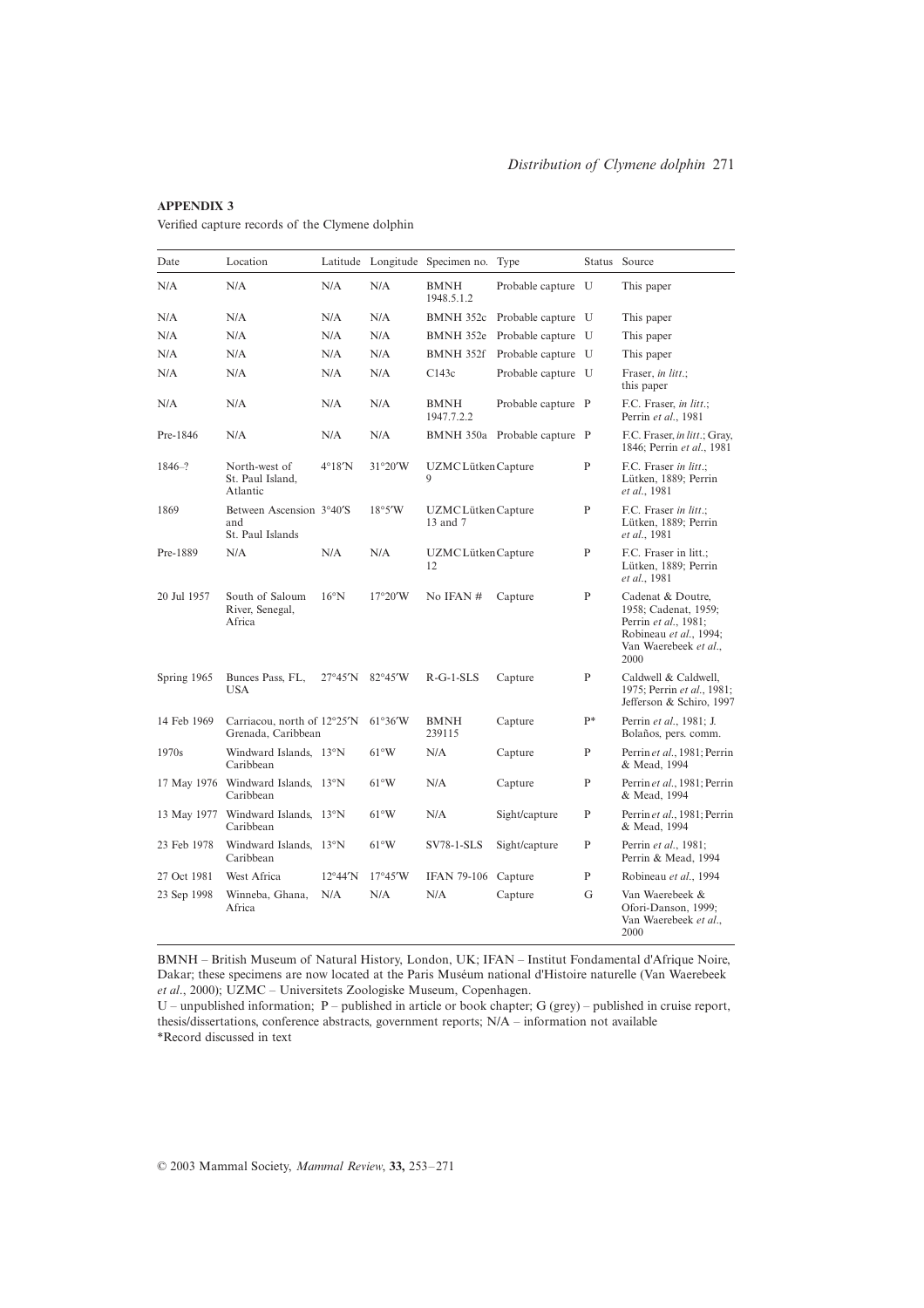**APPENDIX 3**

Verified capture records of the Clymene dolphin

| Date | Location | Latitude | Longitude | Specimen no. | Type | Status | Source |
|---|---|---|---|---|---|---|---|
| N/A | N/A | N/A | N/A | BMNH 1948.5.1.2 | Probable capture | U | This paper |
| N/A | N/A | N/A | N/A | BMNH 352c | Probable capture | U | This paper |
| N/A | N/A | N/A | N/A | BMNH 352e | Probable capture | U | This paper |
| N/A | N/A | N/A | N/A | BMNH 352f | Probable capture | U | This paper |
| N/A | N/A | N/A | N/A | C143c | Probable capture | U | Fraser, *in litt.*; this paper |
| N/A | N/A | N/A | N/A | BMNH 1947.7.2.2 | Probable capture | P | F.C. Fraser, *in litt.*; Perrin *et al.*, 1981 |
| Pre-1846 | N/A | N/A | N/A | BMNH 350a | Probable capture | P | F.C. Fraser, *in litt.*; Gray, 1846; Perrin *et al.*, 1981 |
| 1846–? | North-west of St. Paul Island, Atlantic | 4°18′N | 31°20′W | UZMC Lütken 9 | Capture | P | F.C. Fraser *in litt.*; Lütken, 1889; Perrin *et al.*, 1981 |
| 1869 | Between Ascension and St. Paul Islands | 3°40′S | 18°5′W | UZMC Lütken 13 and 7 | Capture | P | F.C. Fraser *in litt.*; Lütken, 1889; Perrin *et al.*, 1981 |
| Pre-1889 | N/A | N/A | N/A | UZMC Lütken 12 | Capture | P | F.C. Fraser in litt.; Lütken, 1889; Perrin *et al.*, 1981 |
| 20 Jul 1957 | South of Saloum River, Senegal, Africa | 16°N | 17°20′W | No IFAN # | Capture | P | Cadenat & Doutre, 1958; Cadenat, 1959; Perrin *et al.*, 1981; Robineau *et al.*, 1994; Van Waerebeek *et al.*, 2000 |
| Spring 1965 | Bunces Pass, FL, USA | 27°45′N | 82°45′W | R-G-1-SLS | Capture | P | Caldwell & Caldwell, 1975; Perrin *et al.*, 1981; Jefferson & Schiro, 1997 |
| 14 Feb 1969 | Carriacou, north of Grenada, Caribbean | 12°25′N | 61°36′W | BMNH 239115 | Capture | P* | Perrin *et al.*, 1981; J. Bolaños, pers. comm. |
| 1970s | Windward Islands, Caribbean | 13°N | 61°W | N/A | Capture | P | Perrin *et al.*, 1981; Perrin & Mead, 1994 |
| 17 May 1976 | Windward Islands, Caribbean | 13°N | 61°W | N/A | Capture | P | Perrin *et al.*, 1981; Perrin & Mead, 1994 |
| 13 May 1977 | Windward Islands, Caribbean | 13°N | 61°W | N/A | Sight/capture | P | Perrin *et al.*, 1981; Perrin & Mead, 1994 |
| 23 Feb 1978 | Windward Islands, Caribbean | 13°N | 61°W | SV78-1-SLS | Sight/capture | P | Perrin *et al.*, 1981; Perrin & Mead, 1994 |
| 27 Oct 1981 | West Africa | 12°44′N | 17°45′W | IFAN 79-106 | Capture | P | Robineau *et al.*, 1994 |
| 23 Sep 1998 | Winneba, Ghana, Africa | N/A | N/A | N/A | Capture | G | Van Waerebeek & Ofori-Danson, 1999; Van Waerebeek *et al.*, 2000 |

BMNH – British Museum of Natural History, London, UK; IFAN – Institut Fondamental d'Afrique Noire, Dakar; these specimens are now located at the Paris Muséum national d'Histoire naturelle (Van Waerebeek *et al.*, 2000); UZMC – Universitets Zoologiske Museum, Copenhagen.

U – unpublished information; P – published in article or book chapter; G (grey) – published in cruise report, thesis/dissertations, conference abstracts, government reports; N/A – information not available

*Record discussed in text